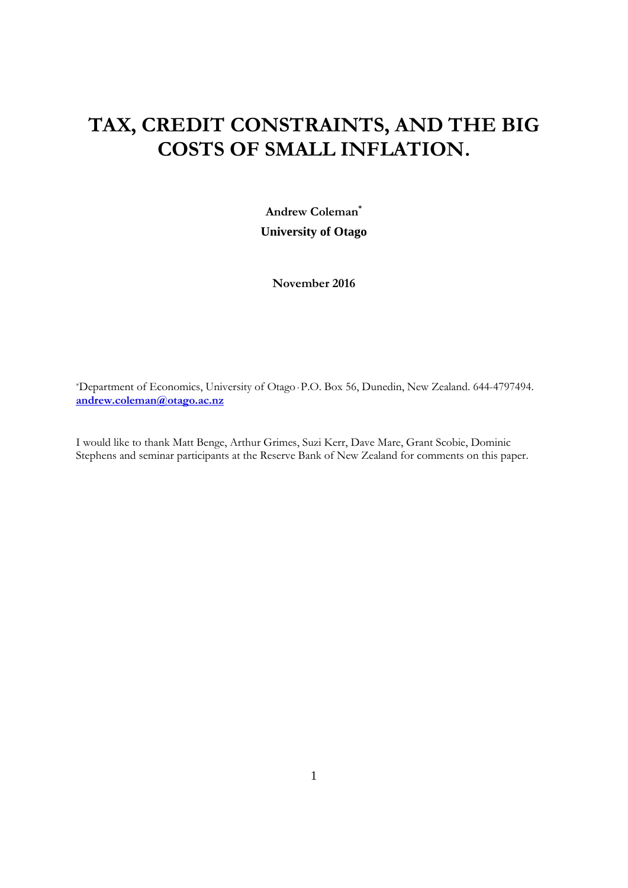# TAX, CREDIT CONSTRAINTS, AND THE BIG COSTS OF SMALL INFLATION.

**Andrew Coleman[*]**

**University of Otago**

**November 2016**

[*]Department of Economics, University of Otago · P.O. Box 56, Dunedin, New Zealand. 644-4797494. **andrew.coleman@otago.ac.nz**

I would like to thank Matt Benge, Arthur Grimes, Suzi Kerr, Dave Mare, Grant Scobie, Dominic Stephens and seminar participants at the Reserve Bank of New Zealand for comments on this paper.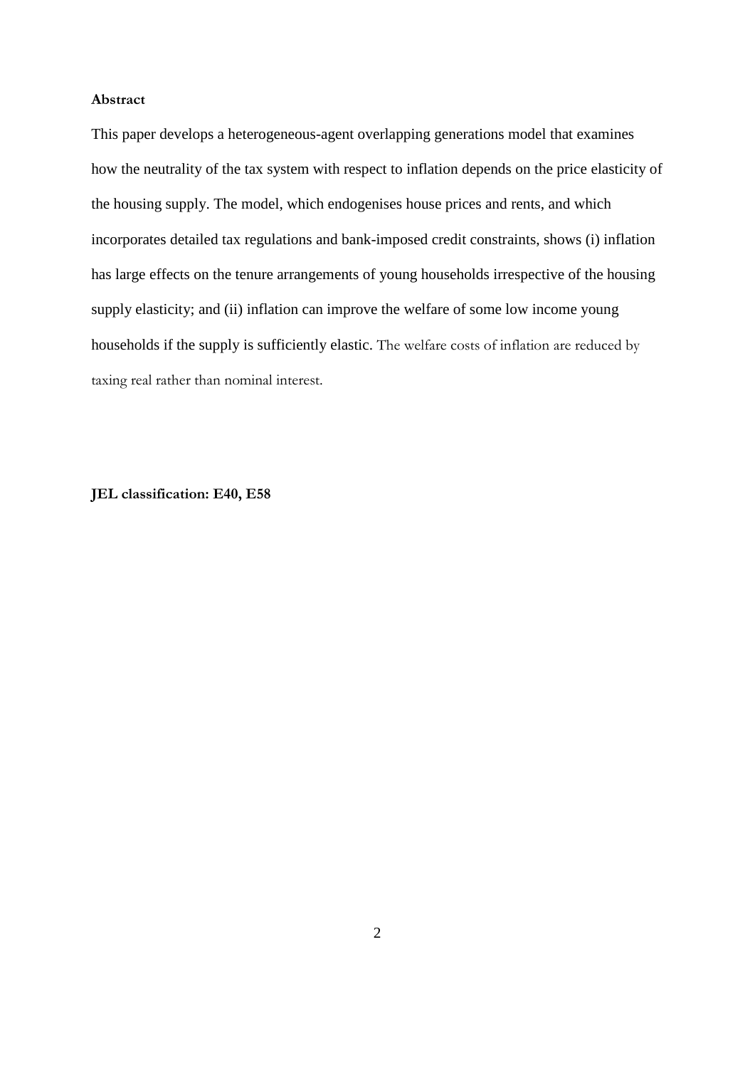**Abstract**

This paper develops a heterogeneous-agent overlapping generations model that examines how the neutrality of the tax system with respect to inflation depends on the price elasticity of the housing supply. The model, which endogenises house prices and rents, and which incorporates detailed tax regulations and bank-imposed credit constraints, shows (i) inflation has large effects on the tenure arrangements of young households irrespective of the housing supply elasticity; and (ii) inflation can improve the welfare of some low income young households if the supply is sufficiently elastic. The welfare costs of inflation are reduced by taxing real rather than nominal interest.

**JEL classification: E40, E58**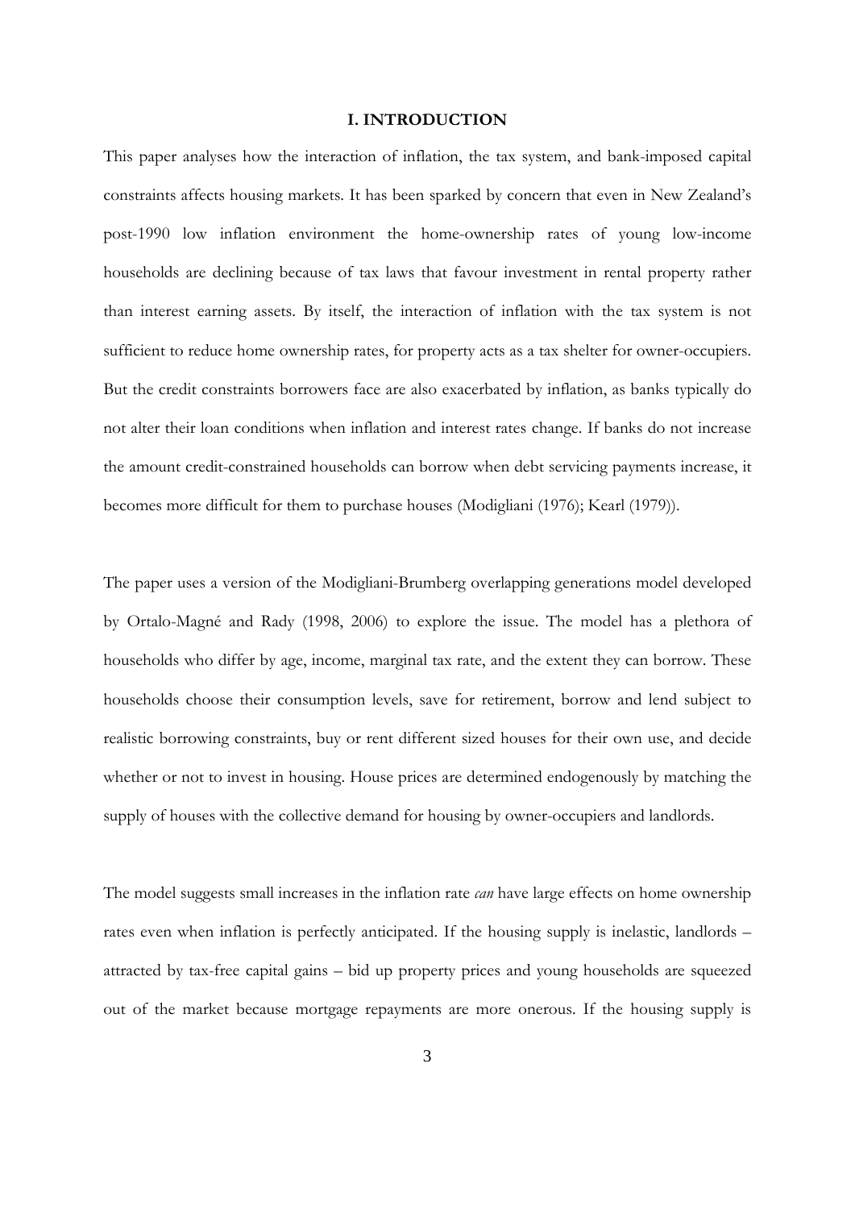# I. INTRODUCTION

This paper analyses how the interaction of inflation, the tax system, and bank-imposed capital constraints affects housing markets. It has been sparked by concern that even in New Zealand's post-1990 low inflation environment the home-ownership rates of young low-income households are declining because of tax laws that favour investment in rental property rather than interest earning assets. By itself, the interaction of inflation with the tax system is not sufficient to reduce home ownership rates, for property acts as a tax shelter for owner-occupiers. But the credit constraints borrowers face are also exacerbated by inflation, as banks typically do not alter their loan conditions when inflation and interest rates change. If banks do not increase the amount credit-constrained households can borrow when debt servicing payments increase, it becomes more difficult for them to purchase houses (Modigliani (1976); Kearl (1979)).

The paper uses a version of the Modigliani-Brumberg overlapping generations model developed by Ortalo-Magné and Rady (1998, 2006) to explore the issue. The model has a plethora of households who differ by age, income, marginal tax rate, and the extent they can borrow. These households choose their consumption levels, save for retirement, borrow and lend subject to realistic borrowing constraints, buy or rent different sized houses for their own use, and decide whether or not to invest in housing. House prices are determined endogenously by matching the supply of houses with the collective demand for housing by owner-occupiers and landlords.

The model suggests small increases in the inflation rate *can* have large effects on home ownership rates even when inflation is perfectly anticipated. If the housing supply is inelastic, landlords – attracted by tax-free capital gains – bid up property prices and young households are squeezed out of the market because mortgage repayments are more onerous. If the housing supply is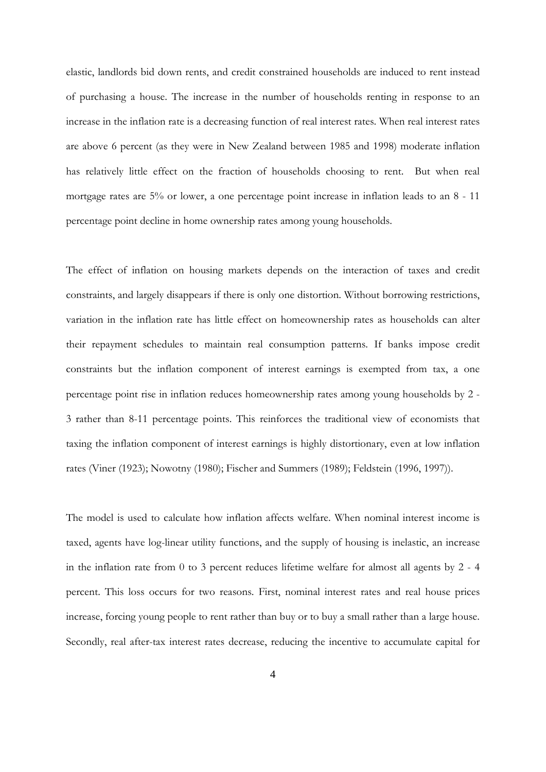elastic, landlords bid down rents, and credit constrained households are induced to rent instead of purchasing a house. The increase in the number of households renting in response to an increase in the inflation rate is a decreasing function of real interest rates. When real interest rates are above 6 percent (as they were in New Zealand between 1985 and 1998) moderate inflation has relatively little effect on the fraction of households choosing to rent. But when real mortgage rates are 5% or lower, a one percentage point increase in inflation leads to an 8 - 11 percentage point decline in home ownership rates among young households.

The effect of inflation on housing markets depends on the interaction of taxes and credit constraints, and largely disappears if there is only one distortion. Without borrowing restrictions, variation in the inflation rate has little effect on homeownership rates as households can alter their repayment schedules to maintain real consumption patterns. If banks impose credit constraints but the inflation component of interest earnings is exempted from tax, a one percentage point rise in inflation reduces homeownership rates among young households by 2 - 3 rather than 8-11 percentage points. This reinforces the traditional view of economists that taxing the inflation component of interest earnings is highly distortionary, even at low inflation rates (Viner (1923); Nowotny (1980); Fischer and Summers (1989); Feldstein (1996, 1997)).

The model is used to calculate how inflation affects welfare. When nominal interest income is taxed, agents have log-linear utility functions, and the supply of housing is inelastic, an increase in the inflation rate from 0 to 3 percent reduces lifetime welfare for almost all agents by 2 - 4 percent. This loss occurs for two reasons. First, nominal interest rates and real house prices increase, forcing young people to rent rather than buy or to buy a small rather than a large house. Secondly, real after-tax interest rates decrease, reducing the incentive to accumulate capital for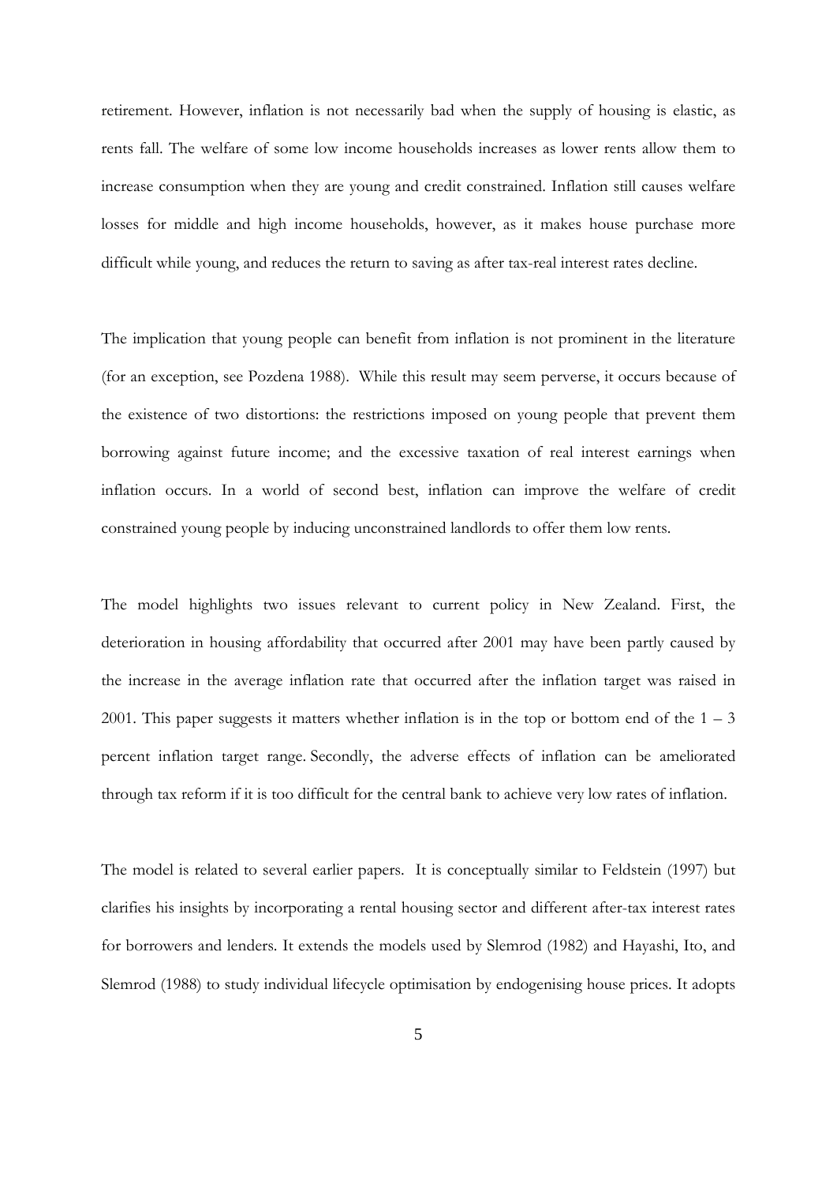retirement. However, inflation is not necessarily bad when the supply of housing is elastic, as rents fall. The welfare of some low income households increases as lower rents allow them to increase consumption when they are young and credit constrained. Inflation still causes welfare losses for middle and high income households, however, as it makes house purchase more difficult while young, and reduces the return to saving as after tax-real interest rates decline.

The implication that young people can benefit from inflation is not prominent in the literature (for an exception, see Pozdena 1988). While this result may seem perverse, it occurs because of the existence of two distortions: the restrictions imposed on young people that prevent them borrowing against future income; and the excessive taxation of real interest earnings when inflation occurs. In a world of second best, inflation can improve the welfare of credit constrained young people by inducing unconstrained landlords to offer them low rents.

The model highlights two issues relevant to current policy in New Zealand. First, the deterioration in housing affordability that occurred after 2001 may have been partly caused by the increase in the average inflation rate that occurred after the inflation target was raised in 2001. This paper suggests it matters whether inflation is in the top or bottom end of the 1 – 3 percent inflation target range. Secondly, the adverse effects of inflation can be ameliorated through tax reform if it is too difficult for the central bank to achieve very low rates of inflation.

The model is related to several earlier papers. It is conceptually similar to Feldstein (1997) but clarifies his insights by incorporating a rental housing sector and different after-tax interest rates for borrowers and lenders. It extends the models used by Slemrod (1982) and Hayashi, Ito, and Slemrod (1988) to study individual lifecycle optimisation by endogenising house prices. It adopts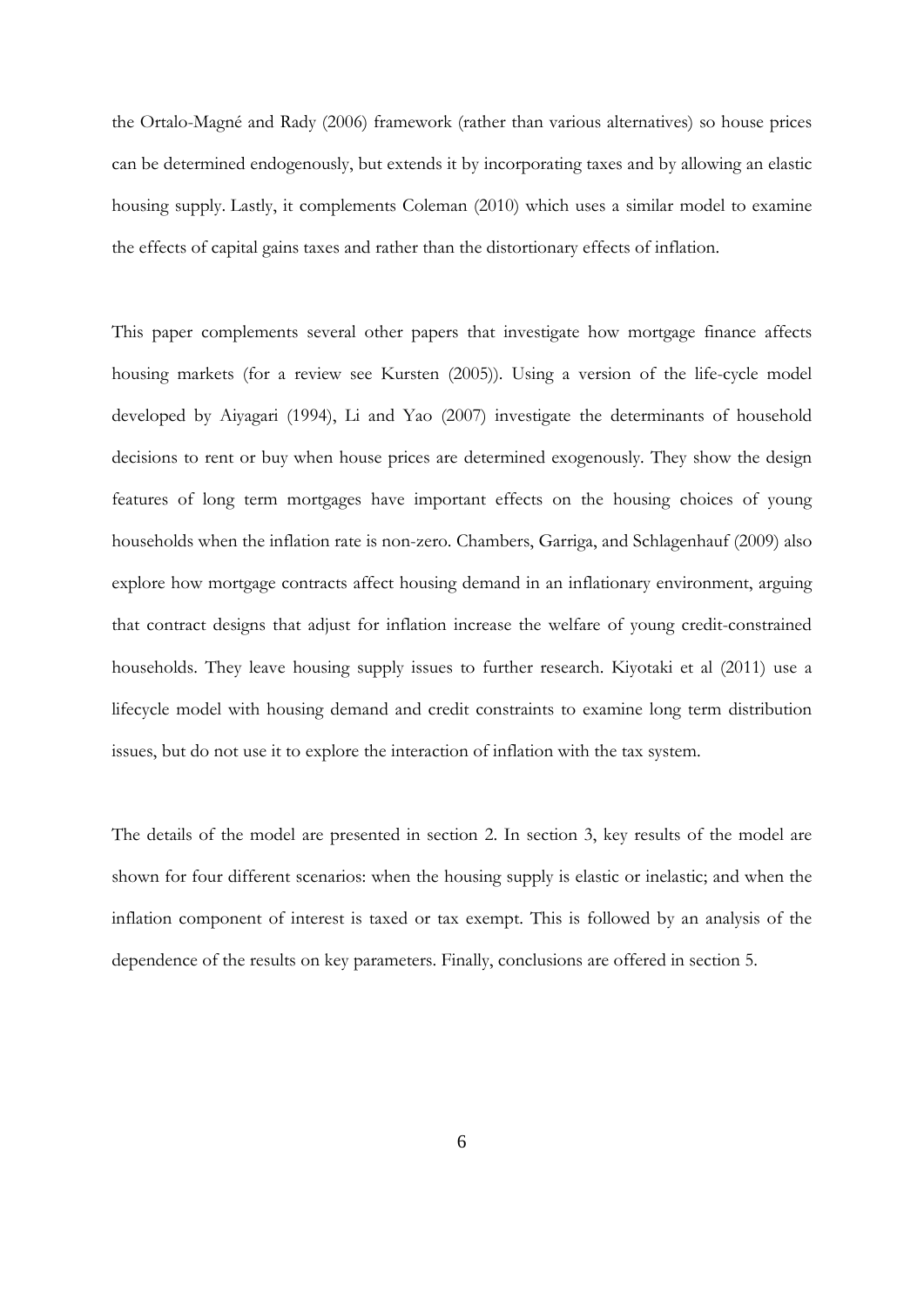the Ortalo-Magné and Rady (2006) framework (rather than various alternatives) so house prices can be determined endogenously, but extends it by incorporating taxes and by allowing an elastic housing supply. Lastly, it complements Coleman (2010) which uses a similar model to examine the effects of capital gains taxes and rather than the distortionary effects of inflation.

This paper complements several other papers that investigate how mortgage finance affects housing markets (for a review see Kursten (2005)). Using a version of the life-cycle model developed by Aiyagari (1994), Li and Yao (2007) investigate the determinants of household decisions to rent or buy when house prices are determined exogenously. They show the design features of long term mortgages have important effects on the housing choices of young households when the inflation rate is non-zero. Chambers, Garriga, and Schlagenhauf (2009) also explore how mortgage contracts affect housing demand in an inflationary environment, arguing that contract designs that adjust for inflation increase the welfare of young credit-constrained households. They leave housing supply issues to further research. Kiyotaki et al (2011) use a lifecycle model with housing demand and credit constraints to examine long term distribution issues, but do not use it to explore the interaction of inflation with the tax system.

The details of the model are presented in section 2. In section 3, key results of the model are shown for four different scenarios: when the housing supply is elastic or inelastic; and when the inflation component of interest is taxed or tax exempt. This is followed by an analysis of the dependence of the results on key parameters. Finally, conclusions are offered in section 5.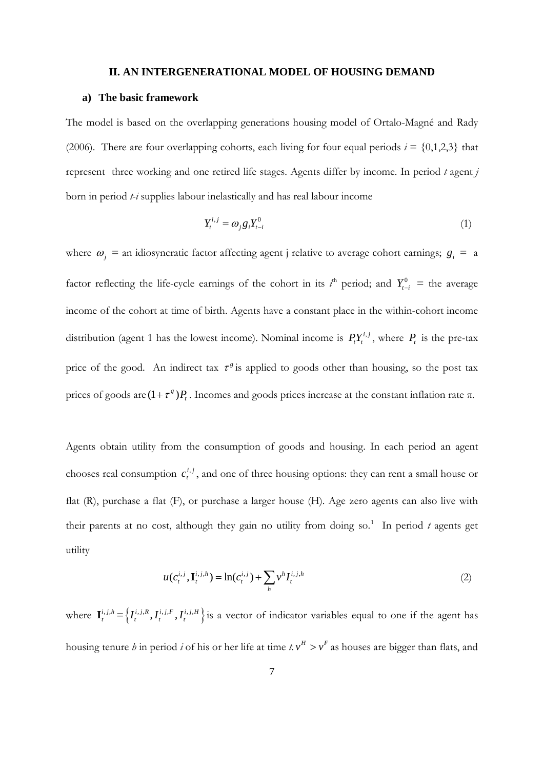# II. AN INTERGENERATIONAL MODEL OF HOUSING DEMAND

## a) The basic framework

The model is based on the overlapping generations housing model of Ortalo-Magné and Rady (2006). There are four overlapping cohorts, each living for four equal periods $i = \{0,1,2,3\}$ that represent three working and one retired life stages. Agents differ by income. In period $t$ agent $j$ born in period $t$-$i$ supplies labour inelastically and has real labour income

$$Y_t^{i,j} = \omega_j g_i Y_{t-i}^0 \tag{1}$$

where $\omega_j$ = an idiosyncratic factor affecting agent j relative to average cohort earnings; $g_i$ = a factor reflecting the life-cycle earnings of the cohort in its $i^{\text{th}}$ period; and $Y_{t-i}^0$ = the average income of the cohort at time of birth. Agents have a constant place in the within-cohort income distribution (agent 1 has the lowest income). Nominal income is $P_t Y_t^{i,j}$, where $P_t$ is the pre-tax price of the good. An indirect tax $\tau^g$ is applied to goods other than housing, so the post tax prices of goods are $(1+\tau^g)P_t$. Incomes and goods prices increase at the constant inflation rate $\pi$.

Agents obtain utility from the consumption of goods and housing. In each period an agent chooses real consumption $c_t^{i,j}$, and one of three housing options: they can rent a small house or flat (R), purchase a flat (F), or purchase a larger house (H). Age zero agents can also live with their parents at no cost, although they gain no utility from doing so.[1] In period $t$ agents get utility

$$u(c_t^{i,j}, \mathbf{I}_t^{i,j,h}) = \ln(c_t^{i,j}) + \sum_h v^h I_t^{i,j,h} \tag{2}$$

where $\mathbf{I}_t^{i,j,h} = \left\{ I_t^{i,j,R}, I_t^{i,j,F}, I_t^{i,j,H} \right\}$ is a vector of indicator variables equal to one if the agent has housing tenure $h$ in period $i$ of his or her life at time $t$. $v^H > v^F$ as houses are bigger than flats, and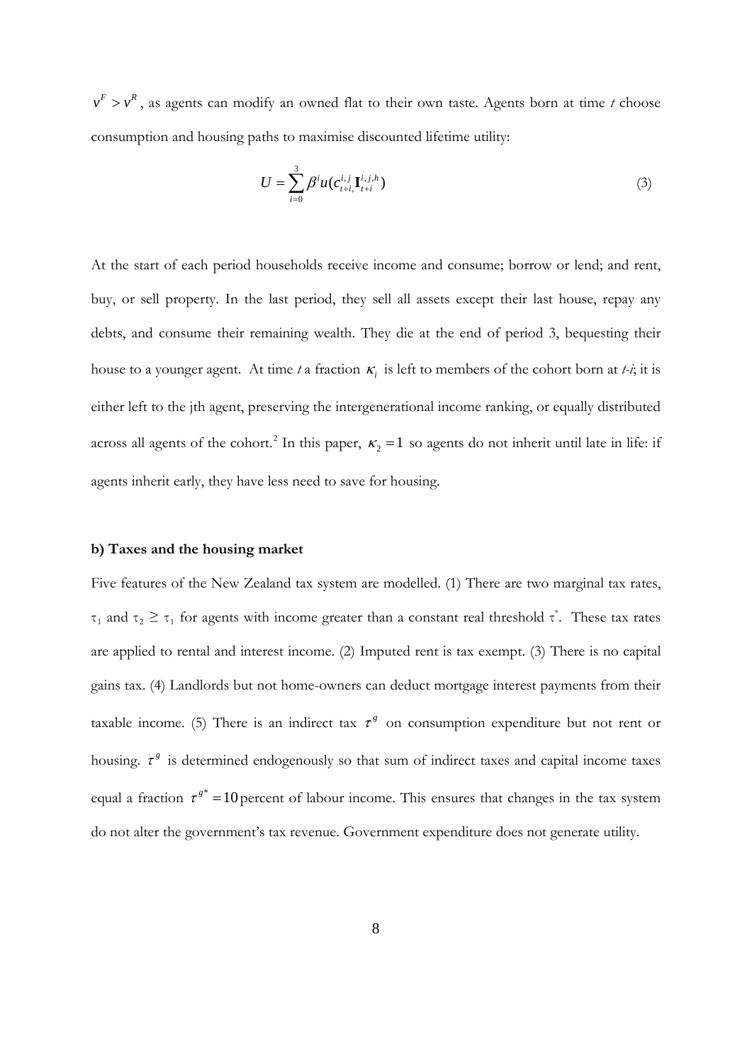$v^F > v^R$, as agents can modify an owned flat to their own taste. Agents born at time *t* choose consumption and housing paths to maximise discounted lifetime utility:

$$U = \sum_{i=0}^{3} \beta^i u(c_{t+i,}^{i,j} \mathbf{I}_{t+i}^{i,j,h}) \tag{3}$$

At the start of each period households receive income and consume; borrow or lend; and rent, buy, or sell property. In the last period, they sell all assets except their last house, repay any debts, and consume their remaining wealth. They die at the end of period 3, bequesting their house to a younger agent. At time *t* a fraction $\kappa_i$ is left to members of the cohort born at *t-i*; it is either left to the jth agent, preserving the intergenerational income ranking, or equally distributed across all agents of the cohort.[2] In this paper, $\kappa_2 = 1$ so agents do not inherit until late in life: if agents inherit early, they have less need to save for housing.

**b) Taxes and the housing market**

Five features of the New Zealand tax system are modelled. (1) There are two marginal tax rates, $\tau_1$ and $\tau_2 \geq \tau_1$ for agents with income greater than a constant real threshold $\tau^*$. These tax rates are applied to rental and interest income. (2) Imputed rent is tax exempt. (3) There is no capital gains tax. (4) Landlords but not home-owners can deduct mortgage interest payments from their taxable income. (5) There is an indirect tax $\tau^g$ on consumption expenditure but not rent or housing. $\tau^g$ is determined endogenously so that sum of indirect taxes and capital income taxes equal a fraction $\tau^{g^*} = 10$ percent of labour income. This ensures that changes in the tax system do not alter the government's tax revenue. Government expenditure does not generate utility.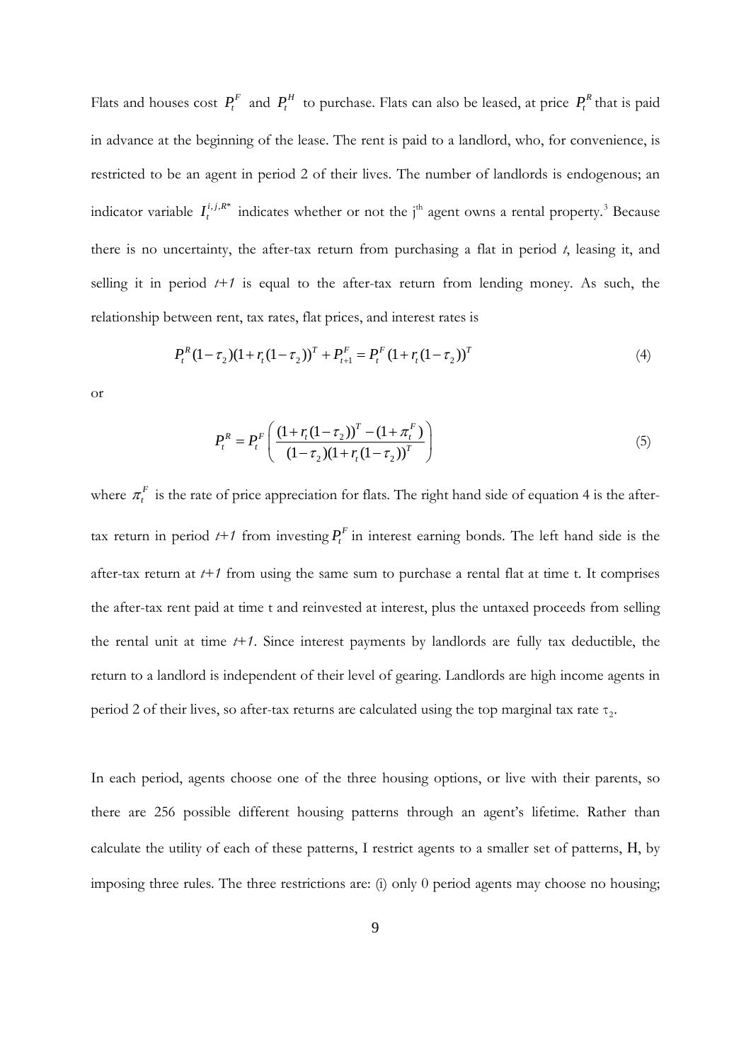Flats and houses cost $P_t^F$ and $P_t^H$ to purchase. Flats can also be leased, at price $P_t^R$ that is paid in advance at the beginning of the lease. The rent is paid to a landlord, who, for convenience, is restricted to be an agent in period 2 of their lives. The number of landlords is endogenous; an indicator variable $I_t^{i,j,R*}$ indicates whether or not the j[th] agent owns a rental property.[3] Because there is no uncertainty, the after-tax return from purchasing a flat in period *t*, leasing it, and selling it in period *t+1* is equal to the after-tax return from lending money. As such, the relationship between rent, tax rates, flat prices, and interest rates is

$$P_t^R(1-\tau_2)(1+r_t(1-\tau_2))^T + P_{t+1}^F = P_t^F(1+r_t(1-\tau_2))^T \tag{4}$$

or

$$P_t^R = P_t^F\left(\frac{(1+r_t(1-\tau_2))^T - (1+\pi_t^F)}{(1-\tau_2)(1+r_t(1-\tau_2))^T}\right) \tag{5}$$

where $\pi_t^F$ is the rate of price appreciation for flats. The right hand side of equation 4 is the after-tax return in period *t+1* from investing $P_t^F$ in interest earning bonds. The left hand side is the after-tax return at *t+1* from using the same sum to purchase a rental flat at time t. It comprises the after-tax rent paid at time t and reinvested at interest, plus the untaxed proceeds from selling the rental unit at time *t+1*. Since interest payments by landlords are fully tax deductible, the return to a landlord is independent of their level of gearing. Landlords are high income agents in period 2 of their lives, so after-tax returns are calculated using the top marginal tax rate $\tau_2$.

In each period, agents choose one of the three housing options, or live with their parents, so there are 256 possible different housing patterns through an agent's lifetime. Rather than calculate the utility of each of these patterns, I restrict agents to a smaller set of patterns, H, by imposing three rules. The three restrictions are: (i) only 0 period agents may choose no housing;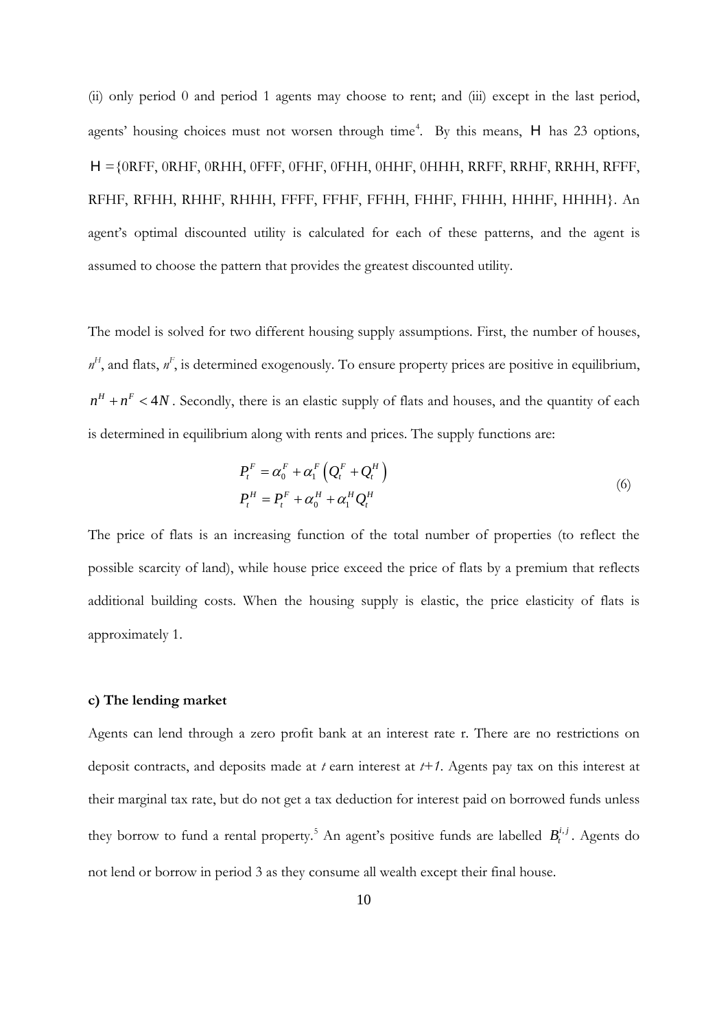(ii) only period 0 and period 1 agents may choose to rent; and (iii) except in the last period, agents' housing choices must not worsen through time[4]. By this means, $\mathsf{H}$ has 23 options, $\mathsf{H}$ = {0RFF, 0RHF, 0RHH, 0FFF, 0FHF, 0FHH, 0HHF, 0HHH, RRFF, RRHF, RRHH, RFFF, RFHF, RFHH, RHHF, RHHH, FFFF, FFHF, FFHH, FHHF, FHHH, HHHF, HHHH}. An agent's optimal discounted utility is calculated for each of these patterns, and the agent is assumed to choose the pattern that provides the greatest discounted utility.

The model is solved for two different housing supply assumptions. First, the number of houses, $n^H$, and flats, $n^F$, is determined exogenously. To ensure property prices are positive in equilibrium, $n^H + n^F < 4N$. Secondly, there is an elastic supply of flats and houses, and the quantity of each is determined in equilibrium along with rents and prices. The supply functions are:

$$
\begin{aligned}
P_t^F &= \alpha_0^F + \alpha_1^F \left( Q_t^F + Q_t^H \right) \\
P_t^H &= P_t^F + \alpha_0^H + \alpha_1^H Q_t^H
\end{aligned}
\tag{6}
$$

The price of flats is an increasing function of the total number of properties (to reflect the possible scarcity of land), while house price exceed the price of flats by a premium that reflects additional building costs. When the housing supply is elastic, the price elasticity of flats is approximately 1.

**c) The lending market**

Agents can lend through a zero profit bank at an interest rate r. There are no restrictions on deposit contracts, and deposits made at *t* earn interest at *t+1*. Agents pay tax on this interest at their marginal tax rate, but do not get a tax deduction for interest paid on borrowed funds unless they borrow to fund a rental property.[5] An agent's positive funds are labelled $B_t^{i,j}$. Agents do not lend or borrow in period 3 as they consume all wealth except their final house.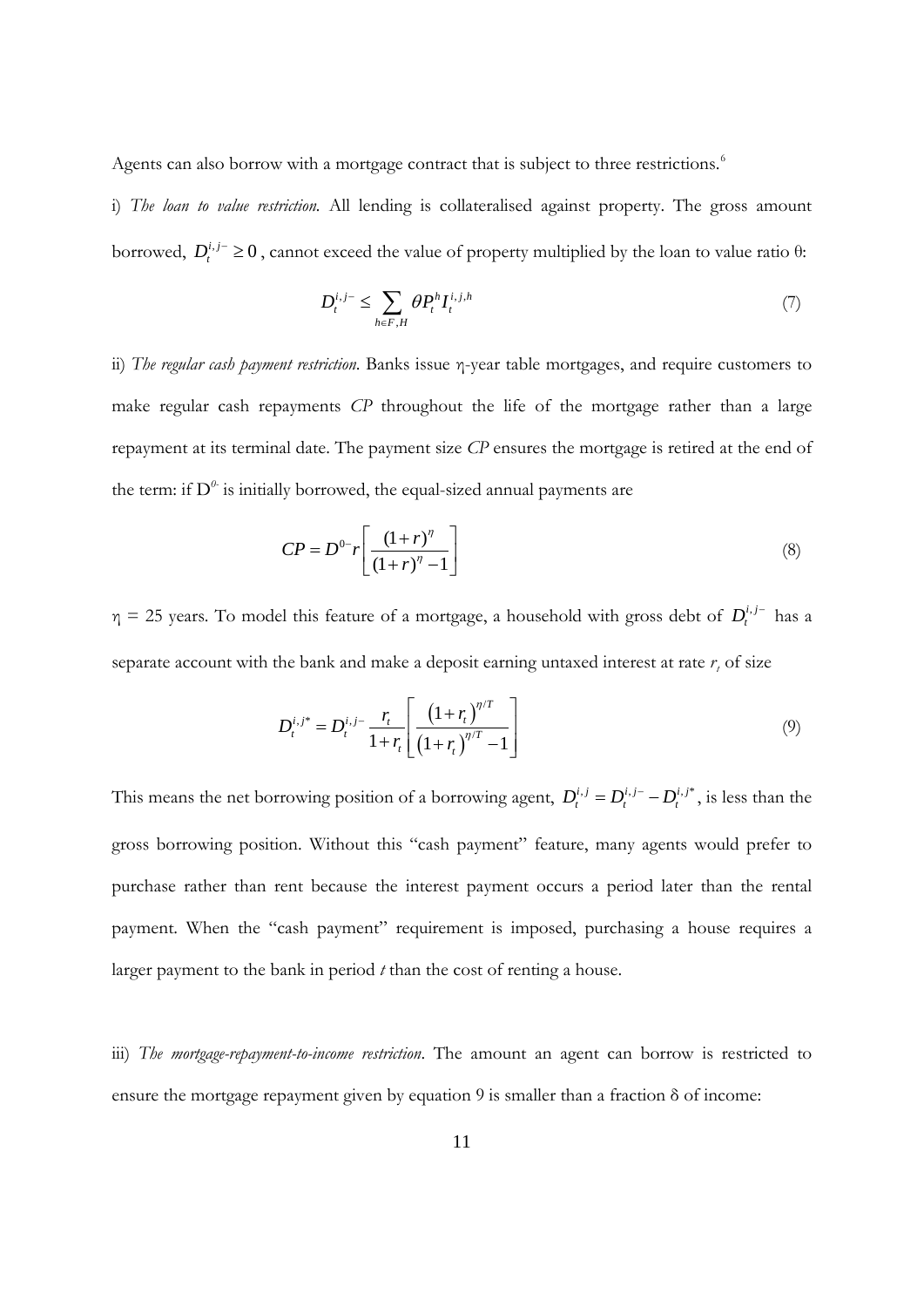Agents can also borrow with a mortgage contract that is subject to three restrictions.[6]

i) *The loan to value restriction.* All lending is collateralised against property. The gross amount borrowed, $D_t^{i,j-} \geq 0$, cannot exceed the value of property multiplied by the loan to value ratio θ:

$$D_t^{i,j-} \leq \sum_{h \in F,H} \theta P_t^h I_t^{i,j,h} \tag{7}$$

ii) *The regular cash payment restriction.* Banks issue η-year table mortgages, and require customers to make regular cash repayments *CP* throughout the life of the mortgage rather than a large repayment at its terminal date. The payment size *CP* ensures the mortgage is retired at the end of the term: if $D^{0-}$ is initially borrowed, the equal-sized annual payments are

$$CP = D^{0-} r \left[ \frac{(1+r)^{\eta}}{(1+r)^{\eta} - 1} \right] \tag{8}$$

η = 25 years. To model this feature of a mortgage, a household with gross debt of $D_t^{i,j-}$ has a separate account with the bank and make a deposit earning untaxed interest at rate $r_t$ of size

$$D_t^{i,j*} = D_t^{i,j-} \frac{r_t}{1+r_t} \left[ \frac{\left(1+r_t\right)^{\eta/T}}{\left(1+r_t\right)^{\eta/T} - 1} \right] \tag{9}$$

This means the net borrowing position of a borrowing agent, $D_t^{i,j} = D_t^{i,j-} - D_t^{i,j*}$, is less than the gross borrowing position. Without this "cash payment" feature, many agents would prefer to purchase rather than rent because the interest payment occurs a period later than the rental payment. When the "cash payment" requirement is imposed, purchasing a house requires a larger payment to the bank in period *t* than the cost of renting a house.

iii) *The mortgage-repayment-to-income restriction*. The amount an agent can borrow is restricted to ensure the mortgage repayment given by equation 9 is smaller than a fraction δ of income: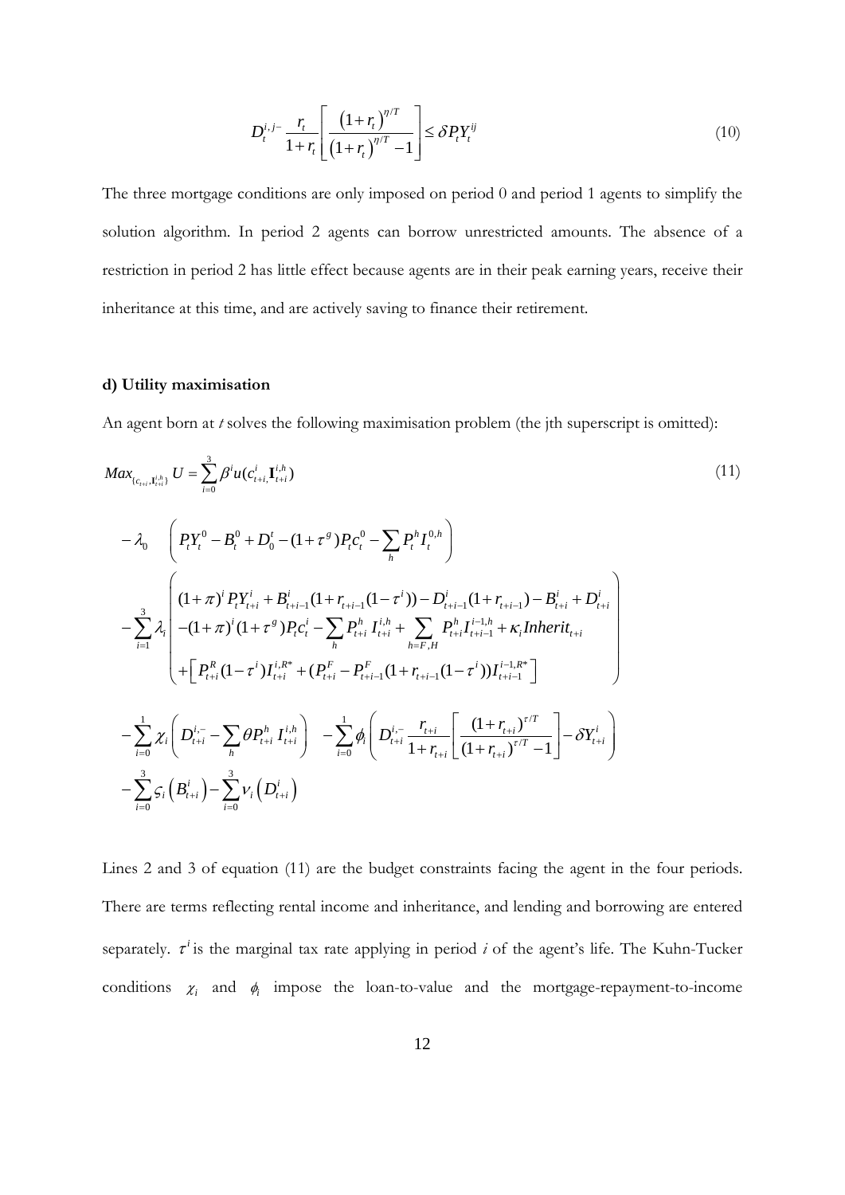$$D_t^{i,j-} \frac{r_t}{1+r_t}\left[\frac{\left(1+r_t\right)^{\eta/T}}{\left(1+r_t\right)^{\eta/T}-1}\right] \leq \delta P_t Y_t^{ij} \tag{10}$$

The three mortgage conditions are only imposed on period 0 and period 1 agents to simplify the solution algorithm. In period 2 agents can borrow unrestricted amounts. The absence of a restriction in period 2 has little effect because agents are in their peak earning years, receive their inheritance at this time, and are actively saving to finance their retirement.

**d) Utility maximisation**

An agent born at *t* solves the following maximisation problem (the jth superscript is omitted):

$$
\begin{aligned}
&Max_{\{c_{t+i}, \mathbf{I}_{t+i}^{i,h}\}} U = \sum_{i=0}^{3} \beta^i u(c_{t+i}^i, \mathbf{I}_{t+i}^{i,h}) \qquad (11)\\
&-\lambda_0 \left( P_t Y_t^0 - B_t^0 + D_0^t - (1+\tau^g) P_t c_t^0 - \sum_h P_t^h I_t^{0,h} \right)\\
&-\sum_{i=1}^{3} \lambda_i \left( \begin{array}{l} (1+\pi)^i P_t Y_{t+i}^i + B_{t+i-1}^i (1 + r_{t+i-1}(1-\tau^i)) - D_{t+i-1}^i (1+r_{t+i-1}) - B_{t+i}^i + D_{t+i}^i \\ -(1+\pi)^i (1+\tau^g) P_t c_t^i - \sum_h P_{t+i}^h I_{t+i}^{i,h} + \sum_{h=F,H} P_{t+i}^h I_{t+i-1}^{i-1,h} + \kappa_i Inherit_{t+i} \\ + \left[ P_{t+i}^R (1-\tau^i) I_{t+i}^{i,R*} + (P_{t+i}^F - P_{t+i-1}^F (1 + r_{t+i-1}(1-\tau^i))) I_{t+i-1}^{i-1,R*} \right] \end{array} \right)\\
&-\sum_{i=0}^{1} \chi_i \left( D_{t+i}^{i,-} - \sum_h \theta P_{t+i}^h I_{t+i}^{i,h} \right) \quad -\sum_{i=0}^{1} \phi_i \left( D_{t+i}^{i,-} \frac{r_{t+i}}{1+r_{t+i}} \left[ \frac{(1+r_{t+i})^{\tau/T}}{(1+r_{t+i})^{\tau/T} - 1} \right] - \delta Y_{t+i}^i \right)\\
&-\sum_{i=0}^{3} \varsigma_i \left( B_{t+i}^i \right) - \sum_{i=0}^{3} \nu_i \left( D_{t+i}^i \right)
\end{aligned}
$$

Lines 2 and 3 of equation (11) are the budget constraints facing the agent in the four periods. There are terms reflecting rental income and inheritance, and lending and borrowing are entered separately. $\tau^i$ is the marginal tax rate applying in period *i* of the agent's life. The Kuhn-Tucker conditions $\chi_i$ and $\phi_i$ impose the loan-to-value and the mortgage-repayment-to-income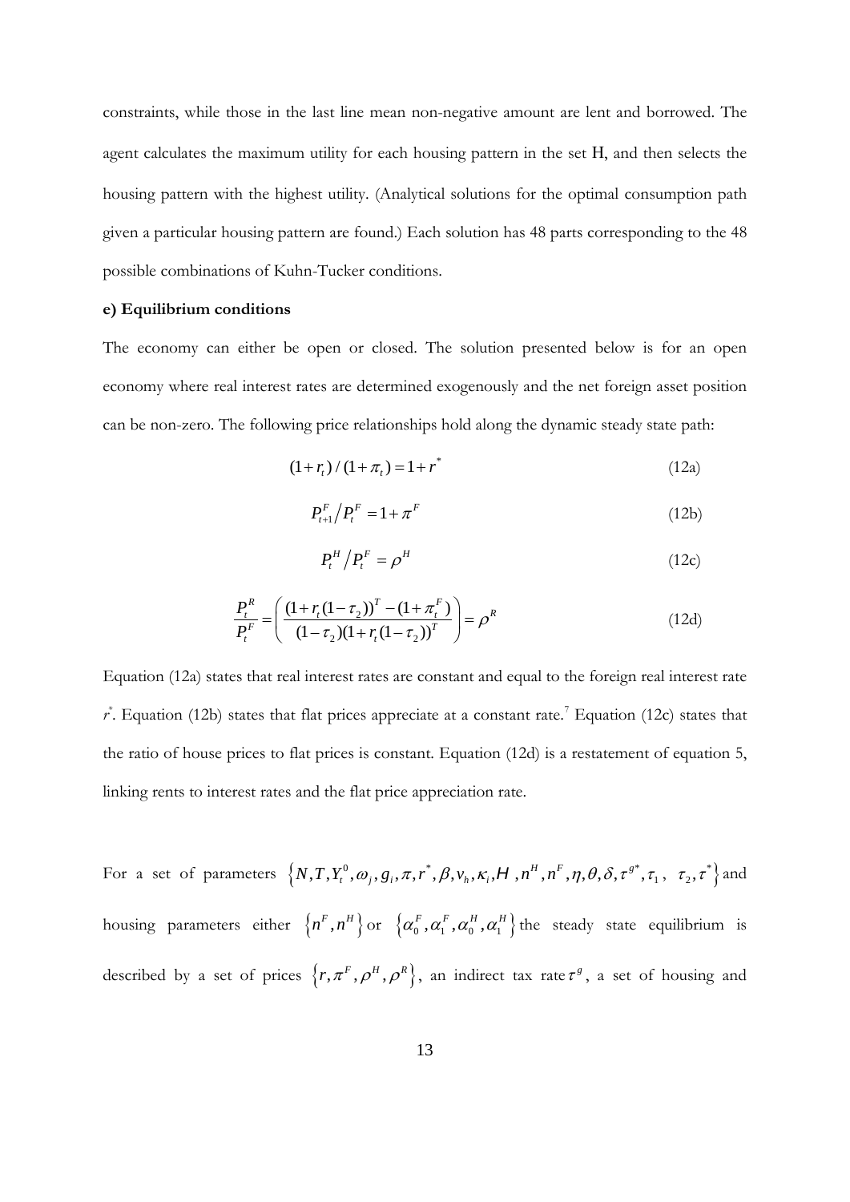constraints, while those in the last line mean non-negative amount are lent and borrowed. The agent calculates the maximum utility for each housing pattern in the set H, and then selects the housing pattern with the highest utility. (Analytical solutions for the optimal consumption path given a particular housing pattern are found.) Each solution has 48 parts corresponding to the 48 possible combinations of Kuhn-Tucker conditions.

**e) Equilibrium conditions**

The economy can either be open or closed. The solution presented below is for an open economy where real interest rates are determined exogenously and the net foreign asset position can be non-zero. The following price relationships hold along the dynamic steady state path:

$$(1+r_t)/(1+\pi_t) = 1+r^* \tag{12a}$$

$$P_{t+1}^F / P_t^F = 1+\pi^F \tag{12b}$$

$$P_t^H / P_t^F = \rho^H \tag{12c}$$

$$\frac{P_t^R}{P_t^F} = \left( \frac{(1+r_t(1-\tau_2))^T - (1+\pi_t^F)}{(1-\tau_2)(1+r_t(1-\tau_2))^T} \right) = \rho^R \tag{12d}$$

Equation (12a) states that real interest rates are constant and equal to the foreign real interest rate $r^*$. Equation (12b) states that flat prices appreciate at a constant rate.[7] Equation (12c) states that the ratio of house prices to flat prices is constant. Equation (12d) is a restatement of equation 5, linking rents to interest rates and the flat price appreciation rate.

For a set of parameters $\{N, T, Y_t^0, \omega_j, g_i, \pi, r^*, \beta, v_h, \kappa_i, H, n^H, n^F, \eta, \theta, \delta, \tau^{g*}, \tau_1, \tau_2, \tau^*\}$ and housing parameters either $\{n^F, n^H\}$ or $\{\alpha_0^F, \alpha_1^F, \alpha_0^H, \alpha_1^H\}$ the steady state equilibrium is described by a set of prices $\{r, \pi^F, \rho^H, \rho^R\}$, an indirect tax rate $\tau^g$, a set of housing and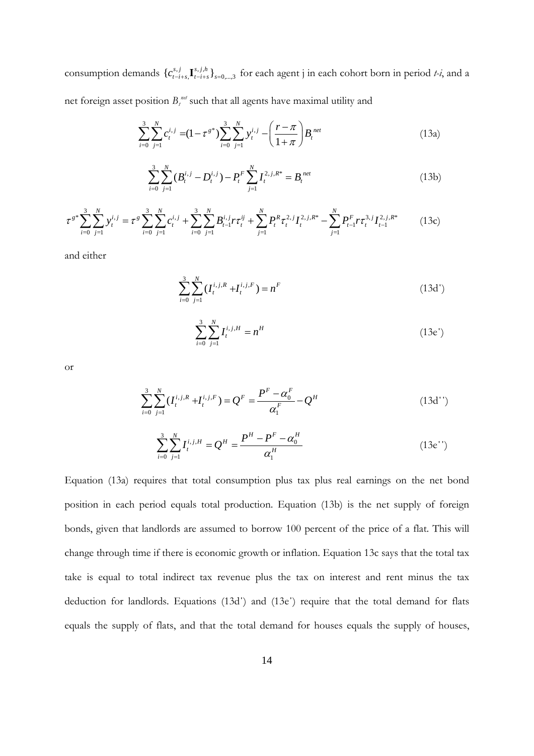consumption demands $\{c_{t-i+s}^{s,j}, \mathbf{I}_{t-i+s}^{s,j,h}\}_{s=0,...,3}$ for each agent j in each cohort born in period *t-i*, and a net foreign asset position $B_t^{net}$ such that all agents have maximal utility and

$$\sum_{i=0}^{3}\sum_{j=1}^{N} c_t^{i,j} = (1-\tau^{g*})\sum_{i=0}^{3}\sum_{j=1}^{N} y_t^{i,j} - \left(\frac{r-\pi}{1+\pi}\right) B_t^{net} \tag{13a}$$

$$\sum_{i=0}^{3}\sum_{j=1}^{N}(B_t^{i,j} - D_t^{i,j}) - P_t^F \sum_{j=1}^{N} I_t^{2,j,R*} = B_t^{net} \tag{13b}$$

$$\tau^{g*}\sum_{i=0}^{3}\sum_{j=1}^{N} y_t^{i,j} = \tau^g \sum_{i=0}^{3}\sum_{j=1}^{N} c_t^{i,j} + \sum_{i=0}^{3}\sum_{j=1}^{N} B_{t-1}^{i,j} r \tau_t^{ij} + \sum_{j=1}^{N} P_t^R \tau_t^{2,j} I_t^{2,j,R*} - \sum_{j=1}^{N} P_{t-1}^F r \tau_t^{3,j} I_{t-1}^{2,j,R*} \tag{13c}$$

and either

$$\sum_{i=0}^{3}\sum_{j=1}^{N}(I_t^{i,j,R} + I_t^{i,j,F}) = n^F \tag{13d'}$$

$$\sum_{i=0}^{3}\sum_{j=1}^{N} I_t^{i,j,H} = n^H \tag{13e'}$$

or

$$\sum_{i=0}^{3}\sum_{j=1}^{N}(I_t^{i,j,R} + I_t^{i,j,F}) = Q^F = \frac{P^F - \alpha_0^F}{\alpha_1^F} - Q^H \tag{13d''}$$

$$\sum_{i=0}^{3}\sum_{j=1}^{N} I_t^{i,j,H} = Q^H = \frac{P^H - P^F - \alpha_0^H}{\alpha_1^H} \tag{13e''}$$

Equation (13a) requires that total consumption plus tax plus real earnings on the net bond position in each period equals total production. Equation (13b) is the net supply of foreign bonds, given that landlords are assumed to borrow 100 percent of the price of a flat. This will change through time if there is economic growth or inflation. Equation 13c says that the total tax take is equal to total indirect tax revenue plus the tax on interest and rent minus the tax deduction for landlords. Equations (13d') and (13e') require that the total demand for flats equals the supply of flats, and that the total demand for houses equals the supply of houses,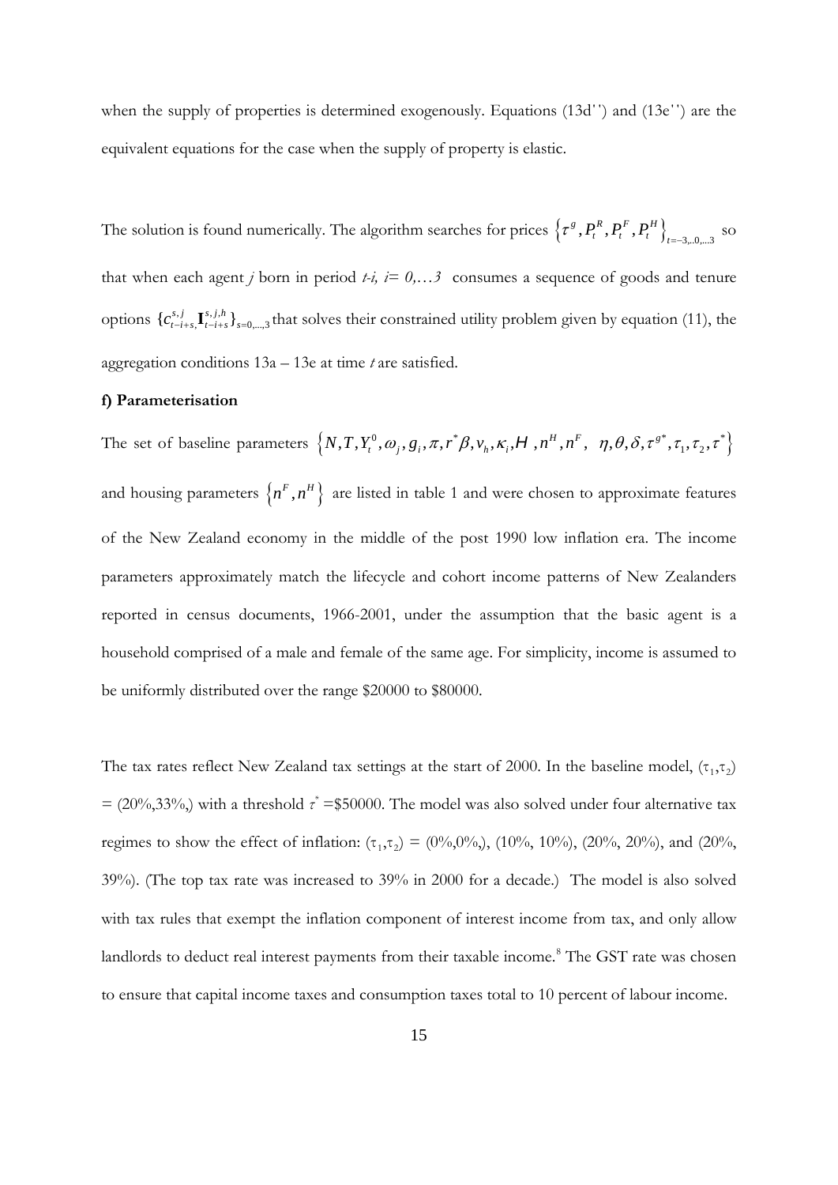when the supply of properties is determined exogenously. Equations (13d'') and (13e'') are the equivalent equations for the case when the supply of property is elastic.

The solution is found numerically. The algorithm searches for prices $\left\{\tau^{g}, P_t^R, P_t^F, P_t^H\right\}_{t=-3,..0,...3}$ so that when each agent *j* born in period *t-i, i= 0,…3* consumes a sequence of goods and tenure options $\{c_{t-i+s,}^{s,j}\mathbf{I}_{t-i+s}^{s,j,h}\}_{s=0,...,3}$ that solves their constrained utility problem given by equation (11), the aggregation conditions 13a – 13e at time *t* are satisfied.

**f) Parameterisation**

The set of baseline parameters $\left\{N, T, Y_t^0, \omega_j, g_i, \pi, r^* \beta, v_h, \kappa_i, H\ , n^H, n^F,\ \ \eta, \theta, \delta, \tau^{g*}, \tau_1, \tau_2, \tau^*\right\}$ and housing parameters $\left\{n^F, n^H\right\}$ are listed in table 1 and were chosen to approximate features of the New Zealand economy in the middle of the post 1990 low inflation era. The income parameters approximately match the lifecycle and cohort income patterns of New Zealanders reported in census documents, 1966-2001, under the assumption that the basic agent is a household comprised of a male and female of the same age. For simplicity, income is assumed to be uniformly distributed over the range \$20000 to \$80000.

The tax rates reflect New Zealand tax settings at the start of 2000. In the baseline model, $(\tau_1,\tau_2)$ = (20%,33%,) with a threshold $\tau^*$ =\$50000. The model was also solved under four alternative tax regimes to show the effect of inflation: $(\tau_1,\tau_2)$ = (0%,0%,), (10%, 10%), (20%, 20%), and (20%, 39%). (The top tax rate was increased to 39% in 2000 for a decade.) The model is also solved with tax rules that exempt the inflation component of interest income from tax, and only allow landlords to deduct real interest payments from their taxable income.[8] The GST rate was chosen to ensure that capital income taxes and consumption taxes total to 10 percent of labour income.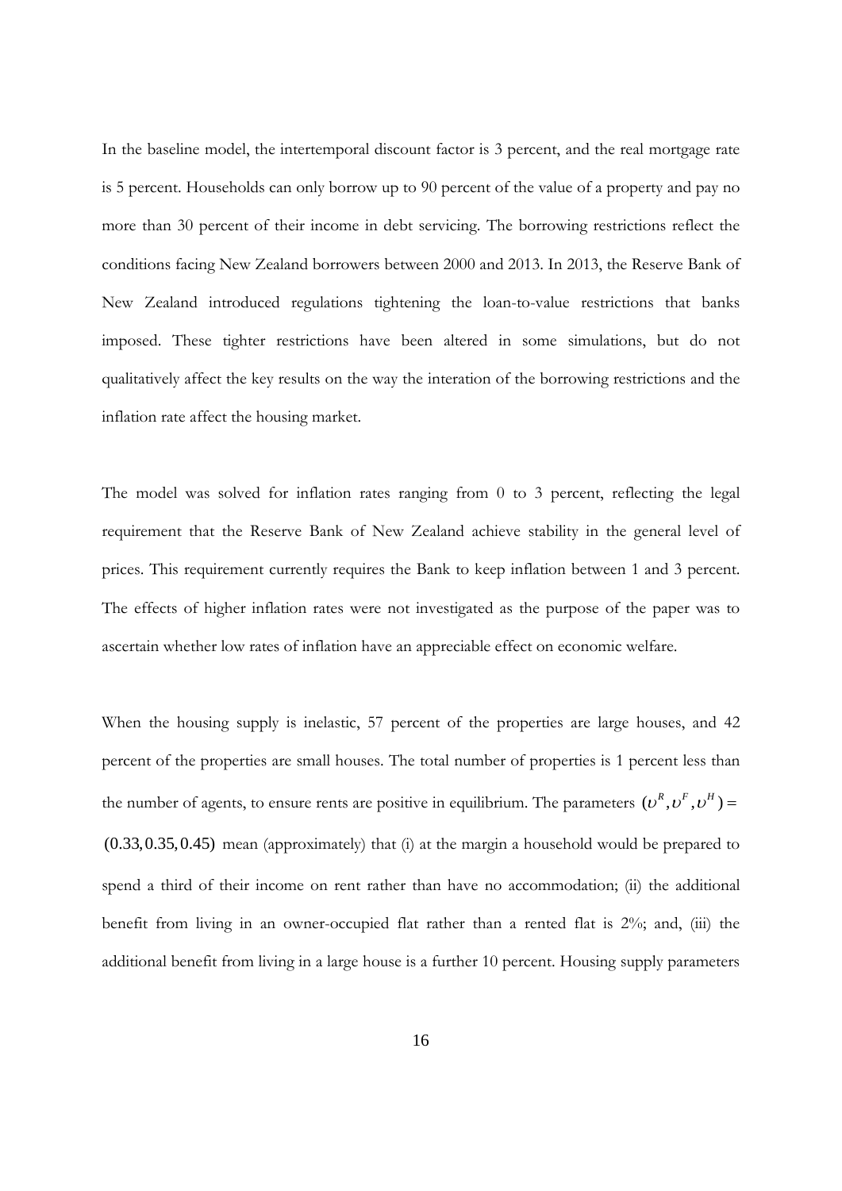In the baseline model, the intertemporal discount factor is 3 percent, and the real mortgage rate is 5 percent. Households can only borrow up to 90 percent of the value of a property and pay no more than 30 percent of their income in debt servicing. The borrowing restrictions reflect the conditions facing New Zealand borrowers between 2000 and 2013. In 2013, the Reserve Bank of New Zealand introduced regulations tightening the loan-to-value restrictions that banks imposed. These tighter restrictions have been altered in some simulations, but do not qualitatively affect the key results on the way the interation of the borrowing restrictions and the inflation rate affect the housing market.

The model was solved for inflation rates ranging from 0 to 3 percent, reflecting the legal requirement that the Reserve Bank of New Zealand achieve stability in the general level of prices. This requirement currently requires the Bank to keep inflation between 1 and 3 percent. The effects of higher inflation rates were not investigated as the purpose of the paper was to ascertain whether low rates of inflation have an appreciable effect on economic welfare.

When the housing supply is inelastic, 57 percent of the properties are large houses, and 42 percent of the properties are small houses. The total number of properties is 1 percent less than the number of agents, to ensure rents are positive in equilibrium. The parameters $(\upsilon^R, \upsilon^F, \upsilon^H) = (0.33, 0.35, 0.45)$ mean (approximately) that (i) at the margin a household would be prepared to spend a third of their income on rent rather than have no accommodation; (ii) the additional benefit from living in an owner-occupied flat rather than a rented flat is 2%; and, (iii) the additional benefit from living in a large house is a further 10 percent. Housing supply parameters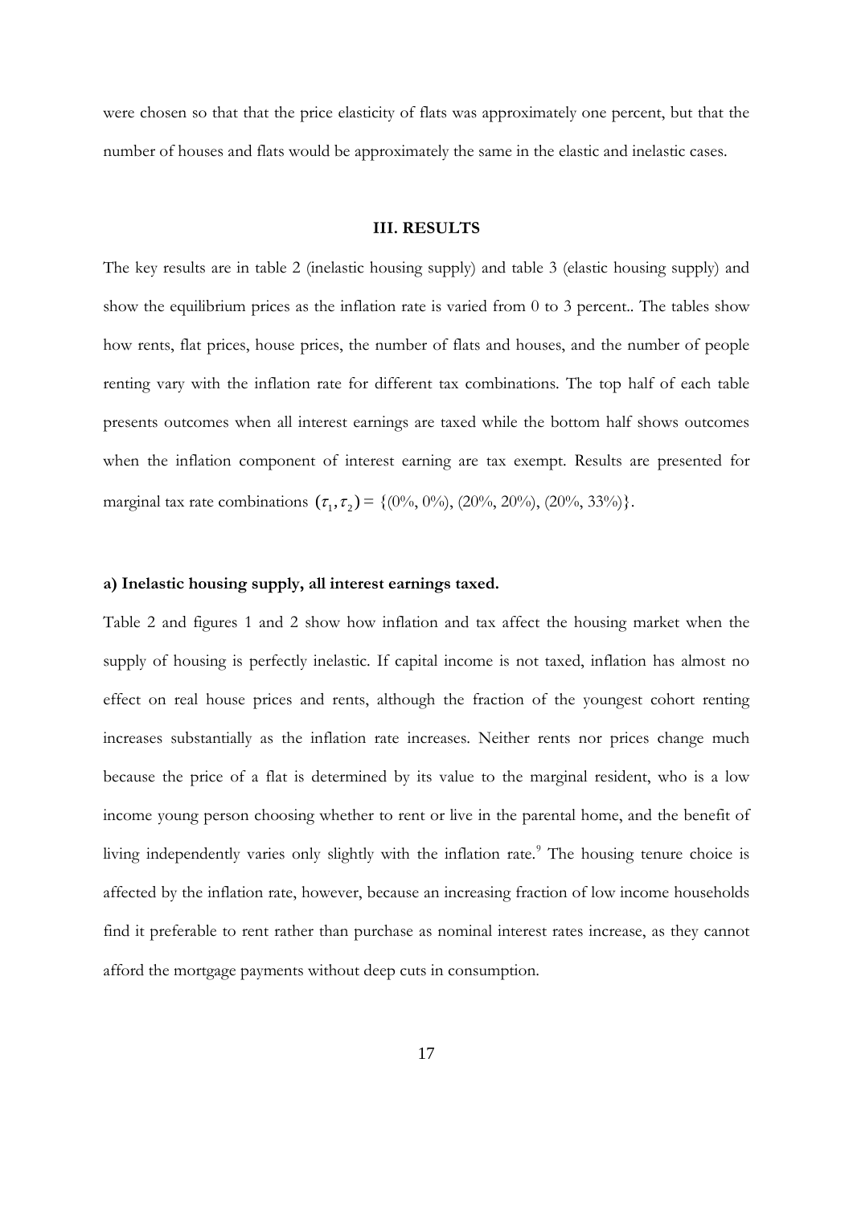were chosen so that that the price elasticity of flats was approximately one percent, but that the number of houses and flats would be approximately the same in the elastic and inelastic cases.

## III. RESULTS

The key results are in table 2 (inelastic housing supply) and table 3 (elastic housing supply) and show the equilibrium prices as the inflation rate is varied from 0 to 3 percent.. The tables show how rents, flat prices, house prices, the number of flats and houses, and the number of people renting vary with the inflation rate for different tax combinations. The top half of each table presents outcomes when all interest earnings are taxed while the bottom half shows outcomes when the inflation component of interest earning are tax exempt. Results are presented for marginal tax rate combinations $(\tau_1, \tau_2) = \{(0\%, 0\%), (20\%, 20\%), (20\%, 33\%)\}$.

### a) Inelastic housing supply, all interest earnings taxed.

Table 2 and figures 1 and 2 show how inflation and tax affect the housing market when the supply of housing is perfectly inelastic. If capital income is not taxed, inflation has almost no effect on real house prices and rents, although the fraction of the youngest cohort renting increases substantially as the inflation rate increases. Neither rents nor prices change much because the price of a flat is determined by its value to the marginal resident, who is a low income young person choosing whether to rent or live in the parental home, and the benefit of living independently varies only slightly with the inflation rate.[9] The housing tenure choice is affected by the inflation rate, however, because an increasing fraction of low income households find it preferable to rent rather than purchase as nominal interest rates increase, as they cannot afford the mortgage payments without deep cuts in consumption.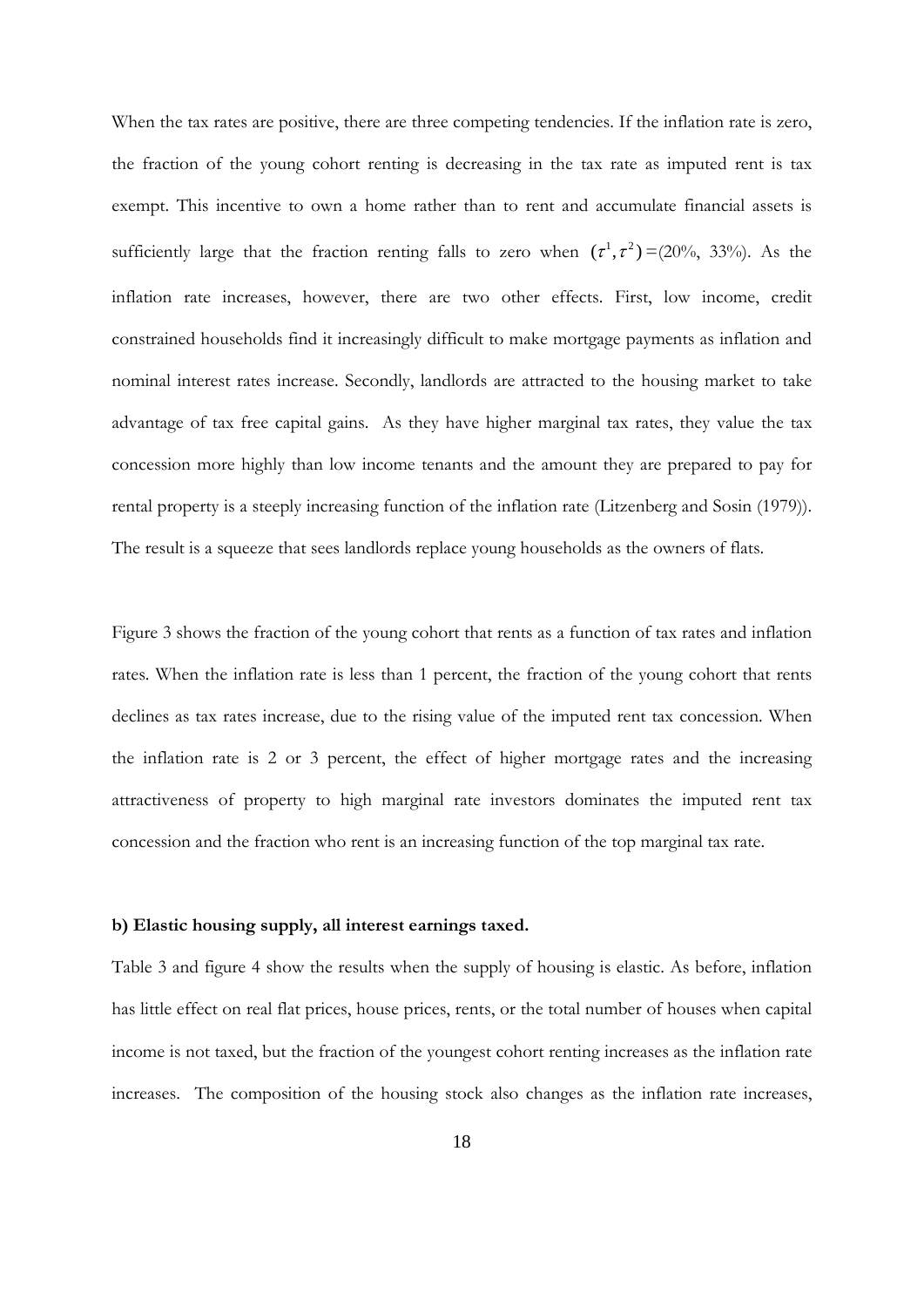When the tax rates are positive, there are three competing tendencies. If the inflation rate is zero, the fraction of the young cohort renting is decreasing in the tax rate as imputed rent is tax exempt. This incentive to own a home rather than to rent and accumulate financial assets is sufficiently large that the fraction renting falls to zero when $(\tau^1, \tau^2)$ =(20%, 33%). As the inflation rate increases, however, there are two other effects. First, low income, credit constrained households find it increasingly difficult to make mortgage payments as inflation and nominal interest rates increase. Secondly, landlords are attracted to the housing market to take advantage of tax free capital gains. As they have higher marginal tax rates, they value the tax concession more highly than low income tenants and the amount they are prepared to pay for rental property is a steeply increasing function of the inflation rate (Litzenberg and Sosin (1979)). The result is a squeeze that sees landlords replace young households as the owners of flats.

Figure 3 shows the fraction of the young cohort that rents as a function of tax rates and inflation rates. When the inflation rate is less than 1 percent, the fraction of the young cohort that rents declines as tax rates increase, due to the rising value of the imputed rent tax concession. When the inflation rate is 2 or 3 percent, the effect of higher mortgage rates and the increasing attractiveness of property to high marginal rate investors dominates the imputed rent tax concession and the fraction who rent is an increasing function of the top marginal tax rate.

**b) Elastic housing supply, all interest earnings taxed.**

Table 3 and figure 4 show the results when the supply of housing is elastic. As before, inflation has little effect on real flat prices, house prices, rents, or the total number of houses when capital income is not taxed, but the fraction of the youngest cohort renting increases as the inflation rate increases. The composition of the housing stock also changes as the inflation rate increases,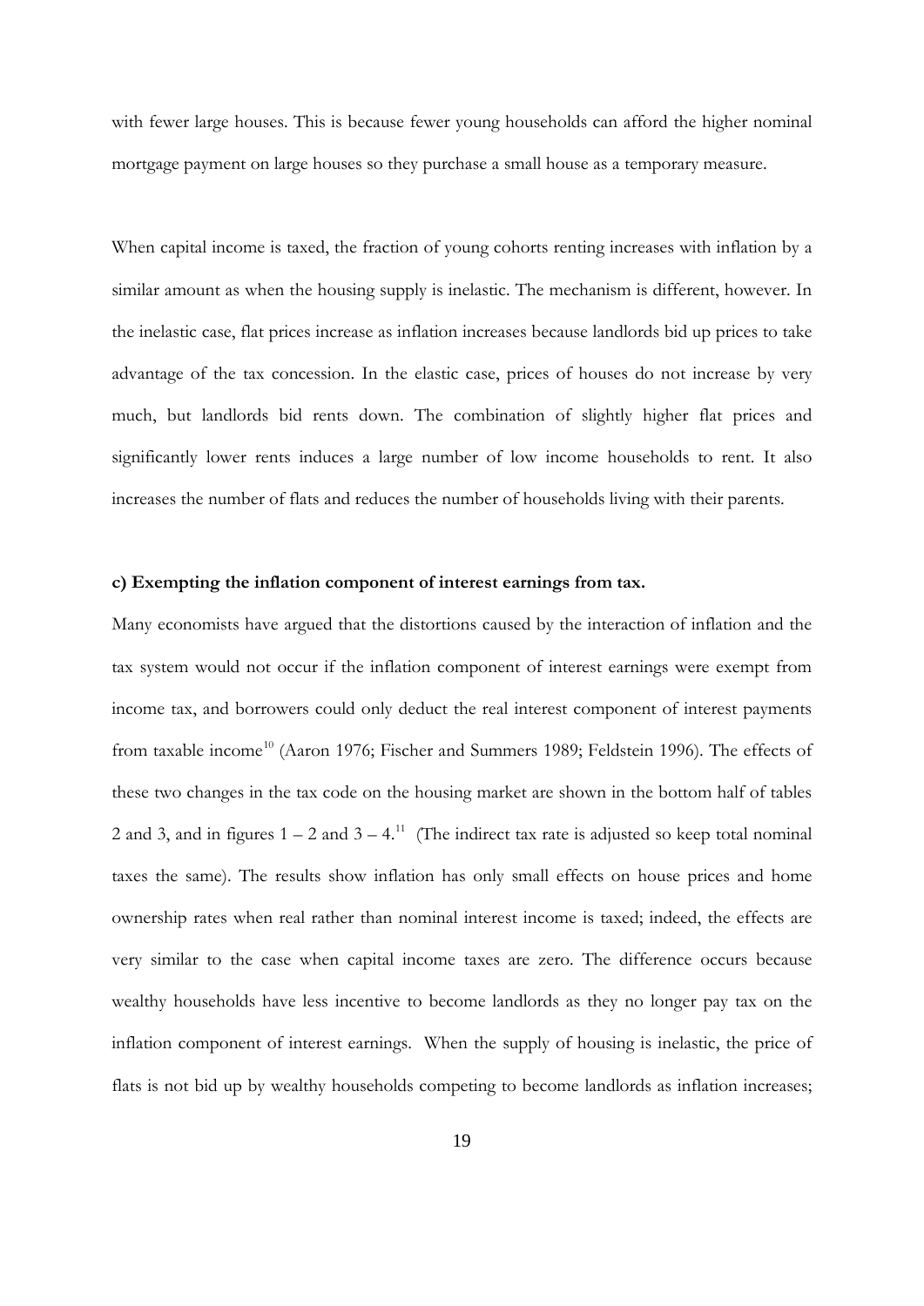with fewer large houses. This is because fewer young households can afford the higher nominal mortgage payment on large houses so they purchase a small house as a temporary measure.

When capital income is taxed, the fraction of young cohorts renting increases with inflation by a similar amount as when the housing supply is inelastic. The mechanism is different, however. In the inelastic case, flat prices increase as inflation increases because landlords bid up prices to take advantage of the tax concession. In the elastic case, prices of houses do not increase by very much, but landlords bid rents down. The combination of slightly higher flat prices and significantly lower rents induces a large number of low income households to rent. It also increases the number of flats and reduces the number of households living with their parents.

**c) Exempting the inflation component of interest earnings from tax.**

Many economists have argued that the distortions caused by the interaction of inflation and the tax system would not occur if the inflation component of interest earnings were exempt from income tax, and borrowers could only deduct the real interest component of interest payments from taxable income[10] (Aaron 1976; Fischer and Summers 1989; Feldstein 1996). The effects of these two changes in the tax code on the housing market are shown in the bottom half of tables 2 and 3, and in figures 1 – 2 and 3 – 4.[11] (The indirect tax rate is adjusted so keep total nominal taxes the same). The results show inflation has only small effects on house prices and home ownership rates when real rather than nominal interest income is taxed; indeed, the effects are very similar to the case when capital income taxes are zero. The difference occurs because wealthy households have less incentive to become landlords as they no longer pay tax on the inflation component of interest earnings. When the supply of housing is inelastic, the price of flats is not bid up by wealthy households competing to become landlords as inflation increases;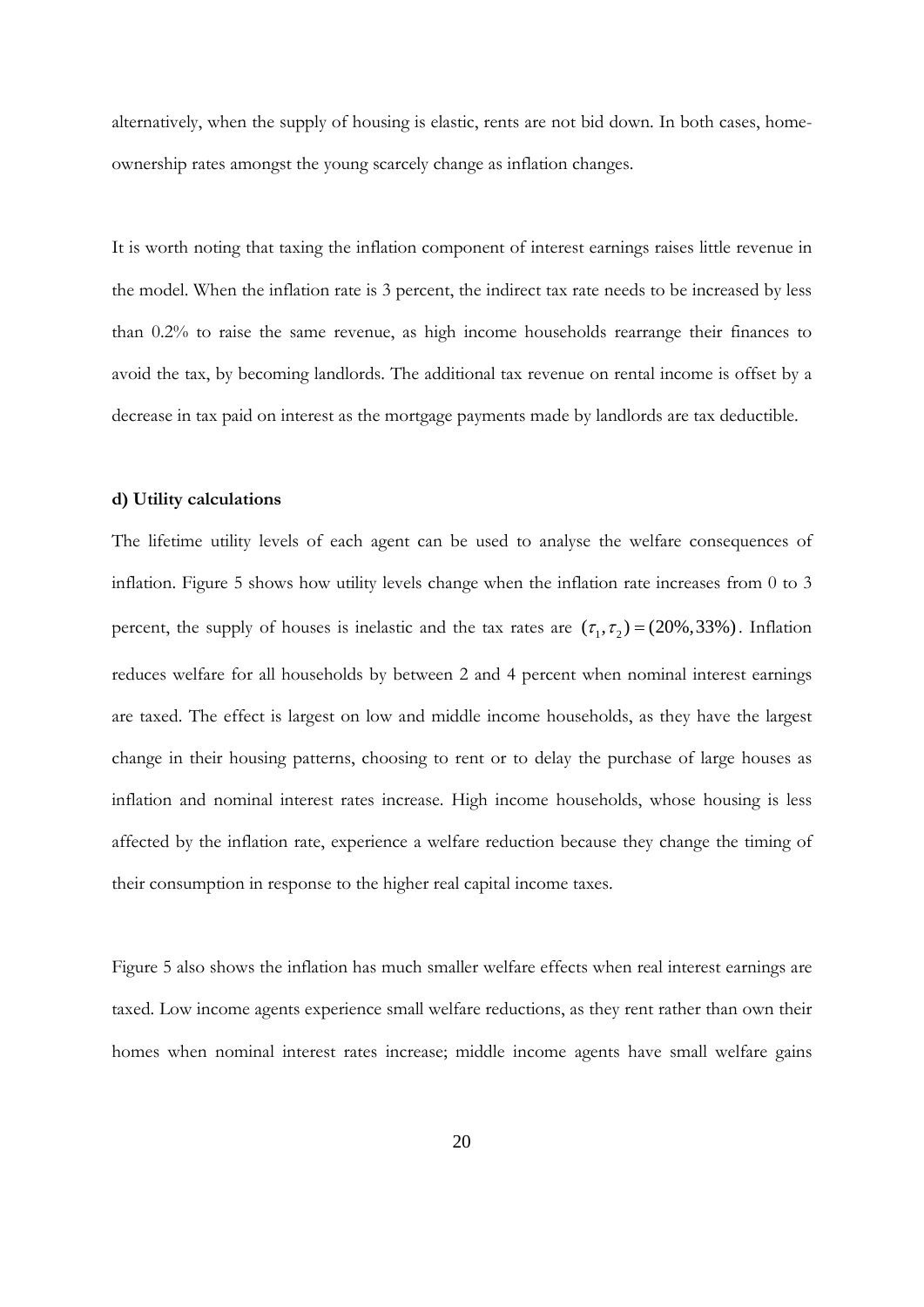alternatively, when the supply of housing is elastic, rents are not bid down. In both cases, home-ownership rates amongst the young scarcely change as inflation changes.

It is worth noting that taxing the inflation component of interest earnings raises little revenue in the model. When the inflation rate is 3 percent, the indirect tax rate needs to be increased by less than 0.2% to raise the same revenue, as high income households rearrange their finances to avoid the tax, by becoming landlords. The additional tax revenue on rental income is offset by a decrease in tax paid on interest as the mortgage payments made by landlords are tax deductible.

**d) Utility calculations**

The lifetime utility levels of each agent can be used to analyse the welfare consequences of inflation. Figure 5 shows how utility levels change when the inflation rate increases from 0 to 3 percent, the supply of houses is inelastic and the tax rates are $(\tau_1, \tau_2) = (20\%, 33\%)$. Inflation reduces welfare for all households by between 2 and 4 percent when nominal interest earnings are taxed. The effect is largest on low and middle income households, as they have the largest change in their housing patterns, choosing to rent or to delay the purchase of large houses as inflation and nominal interest rates increase. High income households, whose housing is less affected by the inflation rate, experience a welfare reduction because they change the timing of their consumption in response to the higher real capital income taxes.

Figure 5 also shows the inflation has much smaller welfare effects when real interest earnings are taxed. Low income agents experience small welfare reductions, as they rent rather than own their homes when nominal interest rates increase; middle income agents have small welfare gains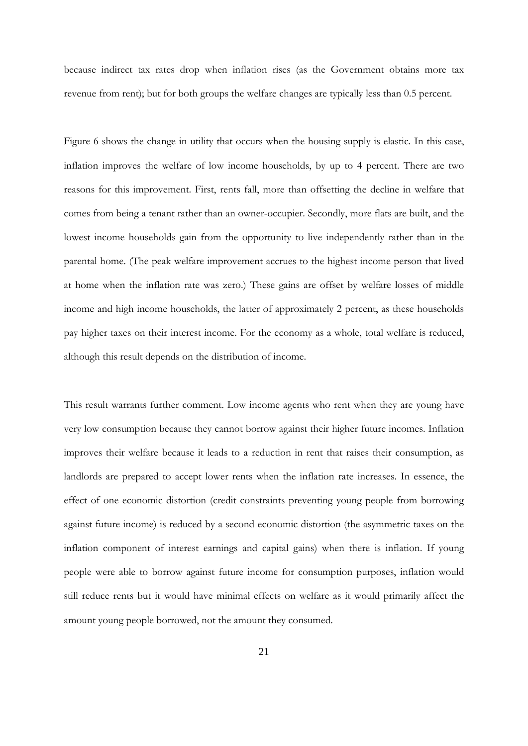because indirect tax rates drop when inflation rises (as the Government obtains more tax revenue from rent); but for both groups the welfare changes are typically less than 0.5 percent.

Figure 6 shows the change in utility that occurs when the housing supply is elastic. In this case, inflation improves the welfare of low income households, by up to 4 percent. There are two reasons for this improvement. First, rents fall, more than offsetting the decline in welfare that comes from being a tenant rather than an owner-occupier. Secondly, more flats are built, and the lowest income households gain from the opportunity to live independently rather than in the parental home. (The peak welfare improvement accrues to the highest income person that lived at home when the inflation rate was zero.) These gains are offset by welfare losses of middle income and high income households, the latter of approximately 2 percent, as these households pay higher taxes on their interest income. For the economy as a whole, total welfare is reduced, although this result depends on the distribution of income.

This result warrants further comment. Low income agents who rent when they are young have very low consumption because they cannot borrow against their higher future incomes. Inflation improves their welfare because it leads to a reduction in rent that raises their consumption, as landlords are prepared to accept lower rents when the inflation rate increases. In essence, the effect of one economic distortion (credit constraints preventing young people from borrowing against future income) is reduced by a second economic distortion (the asymmetric taxes on the inflation component of interest earnings and capital gains) when there is inflation. If young people were able to borrow against future income for consumption purposes, inflation would still reduce rents but it would have minimal effects on welfare as it would primarily affect the amount young people borrowed, not the amount they consumed.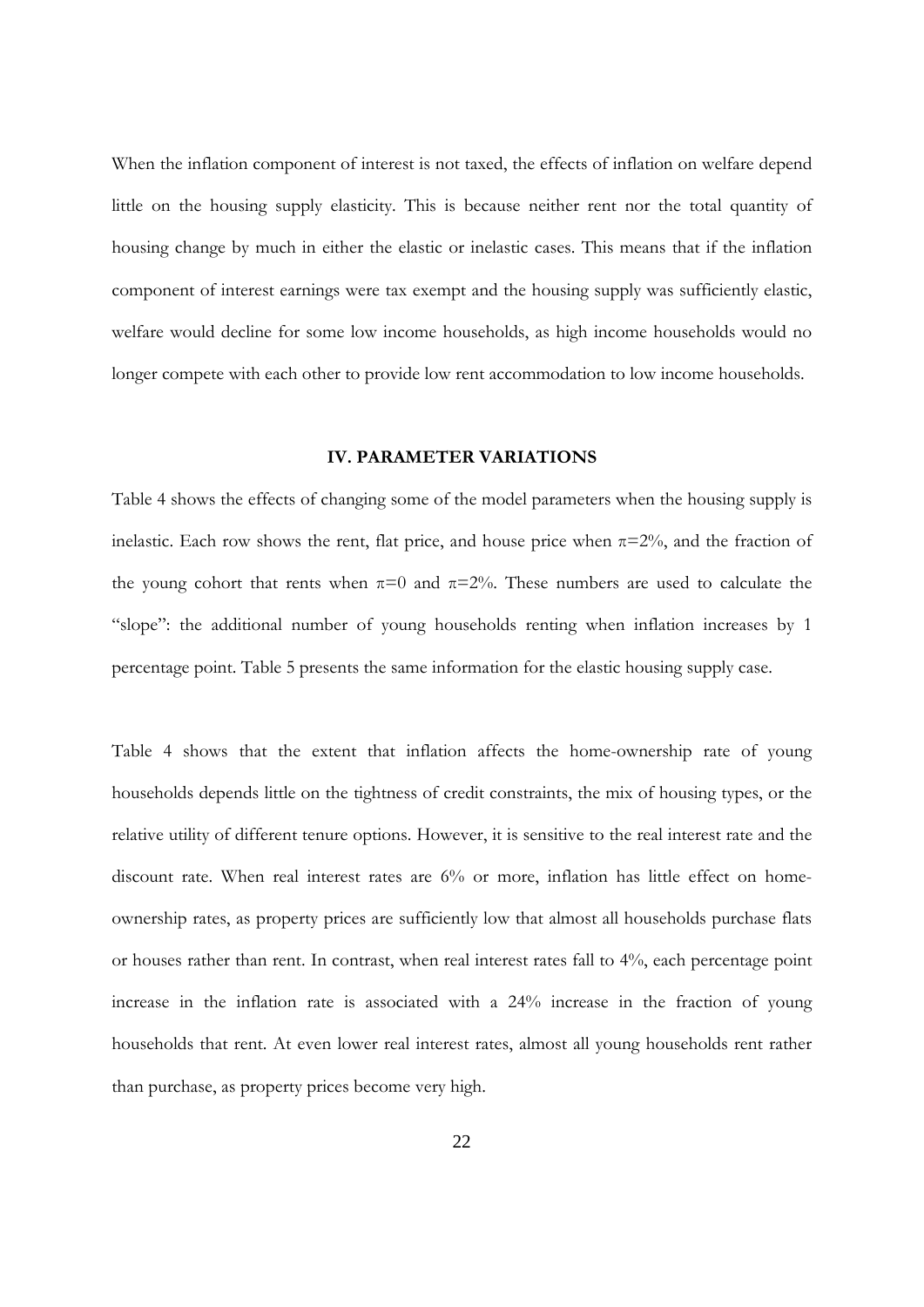When the inflation component of interest is not taxed, the effects of inflation on welfare depend little on the housing supply elasticity. This is because neither rent nor the total quantity of housing change by much in either the elastic or inelastic cases. This means that if the inflation component of interest earnings were tax exempt and the housing supply was sufficiently elastic, welfare would decline for some low income households, as high income households would no longer compete with each other to provide low rent accommodation to low income households.

## IV. PARAMETER VARIATIONS

Table 4 shows the effects of changing some of the model parameters when the housing supply is inelastic. Each row shows the rent, flat price, and house price when $\pi$=2%, and the fraction of the young cohort that rents when $\pi$=0 and $\pi$=2%. These numbers are used to calculate the "slope": the additional number of young households renting when inflation increases by 1 percentage point. Table 5 presents the same information for the elastic housing supply case.

Table 4 shows that the extent that inflation affects the home-ownership rate of young households depends little on the tightness of credit constraints, the mix of housing types, or the relative utility of different tenure options. However, it is sensitive to the real interest rate and the discount rate. When real interest rates are 6% or more, inflation has little effect on home-ownership rates, as property prices are sufficiently low that almost all households purchase flats or houses rather than rent. In contrast, when real interest rates fall to 4%, each percentage point increase in the inflation rate is associated with a 24% increase in the fraction of young households that rent. At even lower real interest rates, almost all young households rent rather than purchase, as property prices become very high.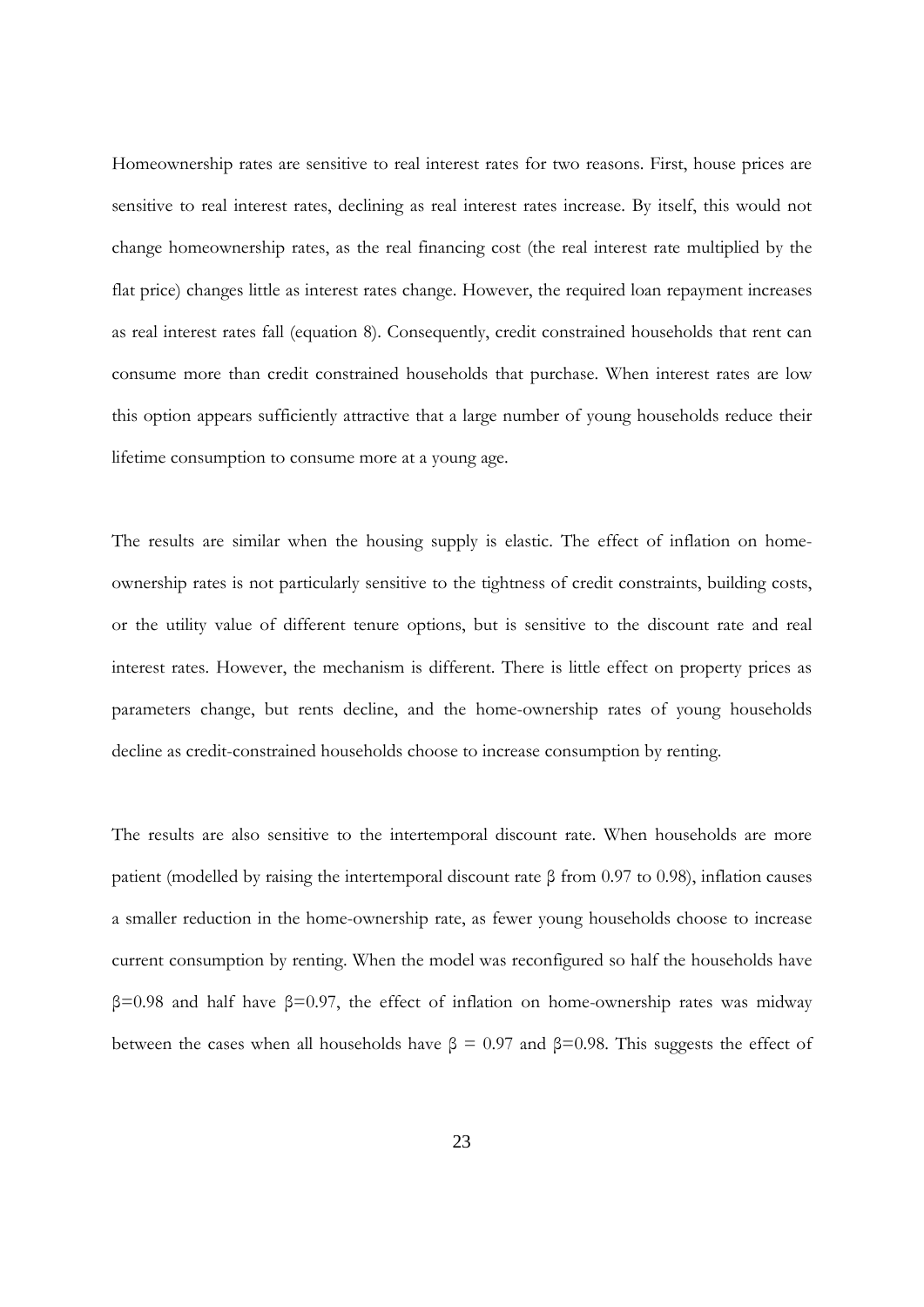Homeownership rates are sensitive to real interest rates for two reasons. First, house prices are sensitive to real interest rates, declining as real interest rates increase. By itself, this would not change homeownership rates, as the real financing cost (the real interest rate multiplied by the flat price) changes little as interest rates change. However, the required loan repayment increases as real interest rates fall (equation 8). Consequently, credit constrained households that rent can consume more than credit constrained households that purchase. When interest rates are low this option appears sufficiently attractive that a large number of young households reduce their lifetime consumption to consume more at a young age.

The results are similar when the housing supply is elastic. The effect of inflation on home-ownership rates is not particularly sensitive to the tightness of credit constraints, building costs, or the utility value of different tenure options, but is sensitive to the discount rate and real interest rates. However, the mechanism is different. There is little effect on property prices as parameters change, but rents decline, and the home-ownership rates of young households decline as credit-constrained households choose to increase consumption by renting.

The results are also sensitive to the intertemporal discount rate. When households are more patient (modelled by raising the intertemporal discount rate $\beta$ from 0.97 to 0.98), inflation causes a smaller reduction in the home-ownership rate, as fewer young households choose to increase current consumption by renting. When the model was reconfigured so half the households have $\beta$=0.98 and half have $\beta$=0.97, the effect of inflation on home-ownership rates was midway between the cases when all households have $\beta$ = 0.97 and $\beta$=0.98. This suggests the effect of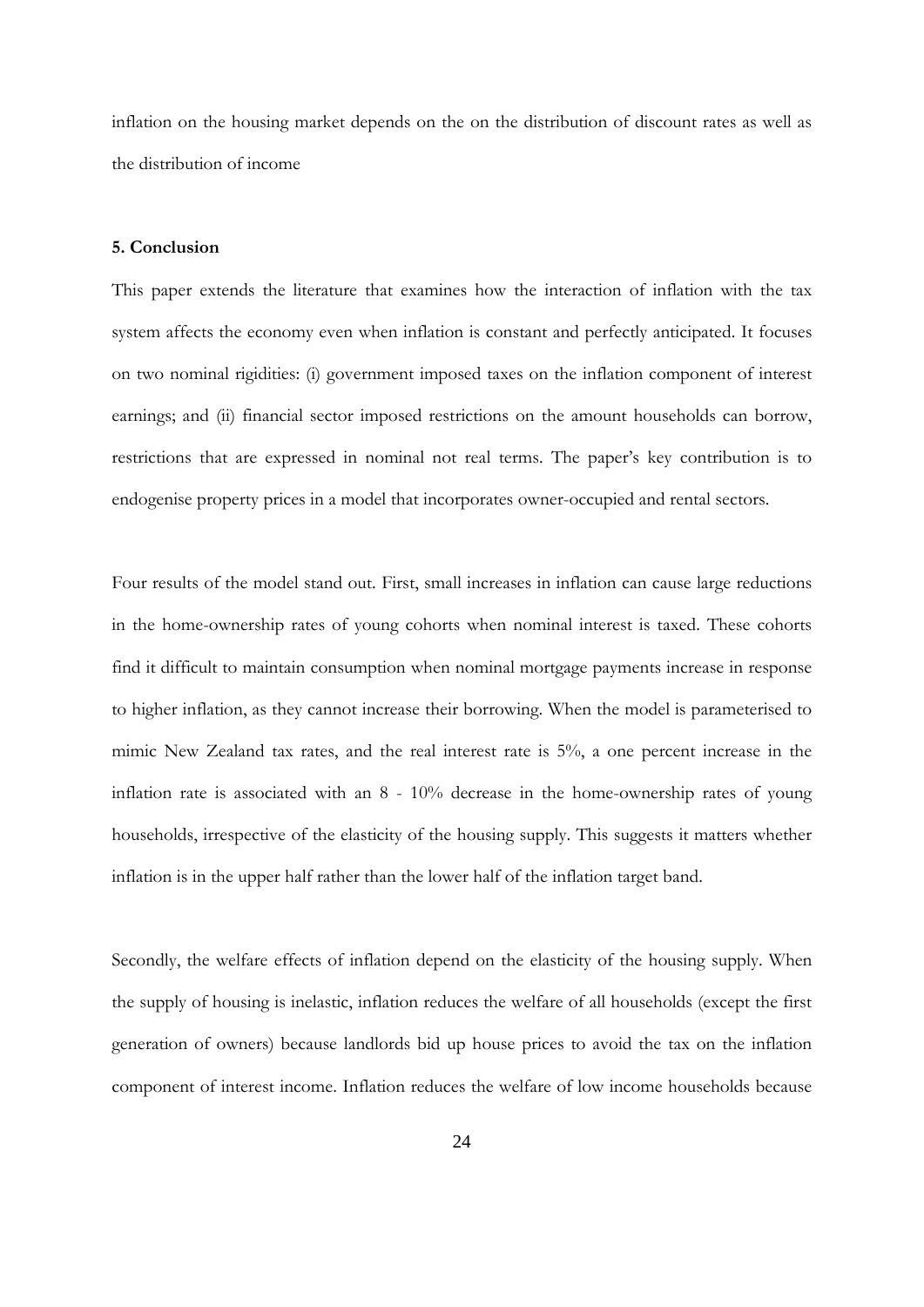inflation on the housing market depends on the on the distribution of discount rates as well as the distribution of income

**5. Conclusion**

This paper extends the literature that examines how the interaction of inflation with the tax system affects the economy even when inflation is constant and perfectly anticipated. It focuses on two nominal rigidities: (i) government imposed taxes on the inflation component of interest earnings; and (ii) financial sector imposed restrictions on the amount households can borrow, restrictions that are expressed in nominal not real terms. The paper's key contribution is to endogenise property prices in a model that incorporates owner-occupied and rental sectors.

Four results of the model stand out. First, small increases in inflation can cause large reductions in the home-ownership rates of young cohorts when nominal interest is taxed. These cohorts find it difficult to maintain consumption when nominal mortgage payments increase in response to higher inflation, as they cannot increase their borrowing. When the model is parameterised to mimic New Zealand tax rates, and the real interest rate is 5%, a one percent increase in the inflation rate is associated with an 8 - 10% decrease in the home-ownership rates of young households, irrespective of the elasticity of the housing supply. This suggests it matters whether inflation is in the upper half rather than the lower half of the inflation target band.

Secondly, the welfare effects of inflation depend on the elasticity of the housing supply. When the supply of housing is inelastic, inflation reduces the welfare of all households (except the first generation of owners) because landlords bid up house prices to avoid the tax on the inflation component of interest income. Inflation reduces the welfare of low income households because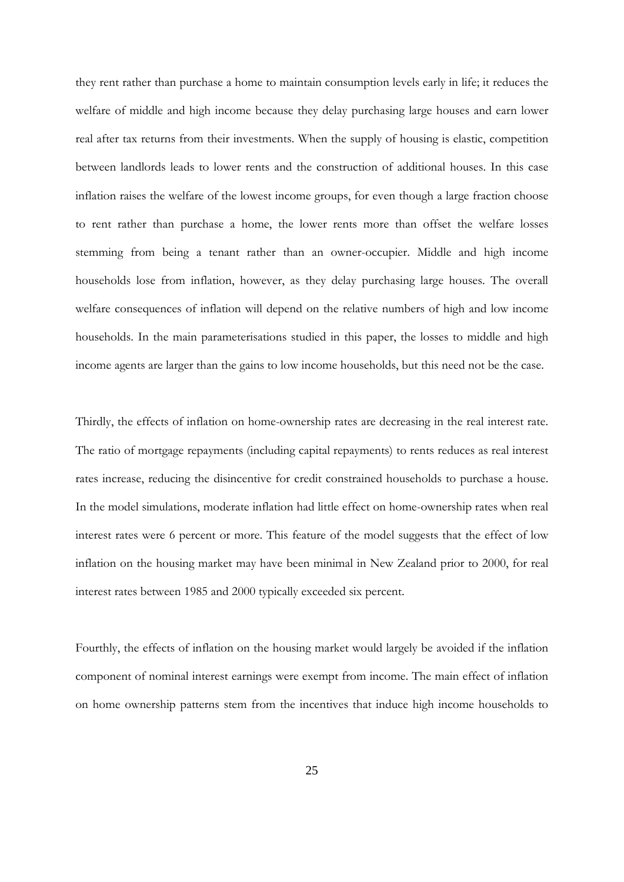they rent rather than purchase a home to maintain consumption levels early in life; it reduces the welfare of middle and high income because they delay purchasing large houses and earn lower real after tax returns from their investments. When the supply of housing is elastic, competition between landlords leads to lower rents and the construction of additional houses. In this case inflation raises the welfare of the lowest income groups, for even though a large fraction choose to rent rather than purchase a home, the lower rents more than offset the welfare losses stemming from being a tenant rather than an owner-occupier. Middle and high income households lose from inflation, however, as they delay purchasing large houses. The overall welfare consequences of inflation will depend on the relative numbers of high and low income households. In the main parameterisations studied in this paper, the losses to middle and high income agents are larger than the gains to low income households, but this need not be the case.

Thirdly, the effects of inflation on home-ownership rates are decreasing in the real interest rate. The ratio of mortgage repayments (including capital repayments) to rents reduces as real interest rates increase, reducing the disincentive for credit constrained households to purchase a house. In the model simulations, moderate inflation had little effect on home-ownership rates when real interest rates were 6 percent or more. This feature of the model suggests that the effect of low inflation on the housing market may have been minimal in New Zealand prior to 2000, for real interest rates between 1985 and 2000 typically exceeded six percent.

Fourthly, the effects of inflation on the housing market would largely be avoided if the inflation component of nominal interest earnings were exempt from income. The main effect of inflation on home ownership patterns stem from the incentives that induce high income households to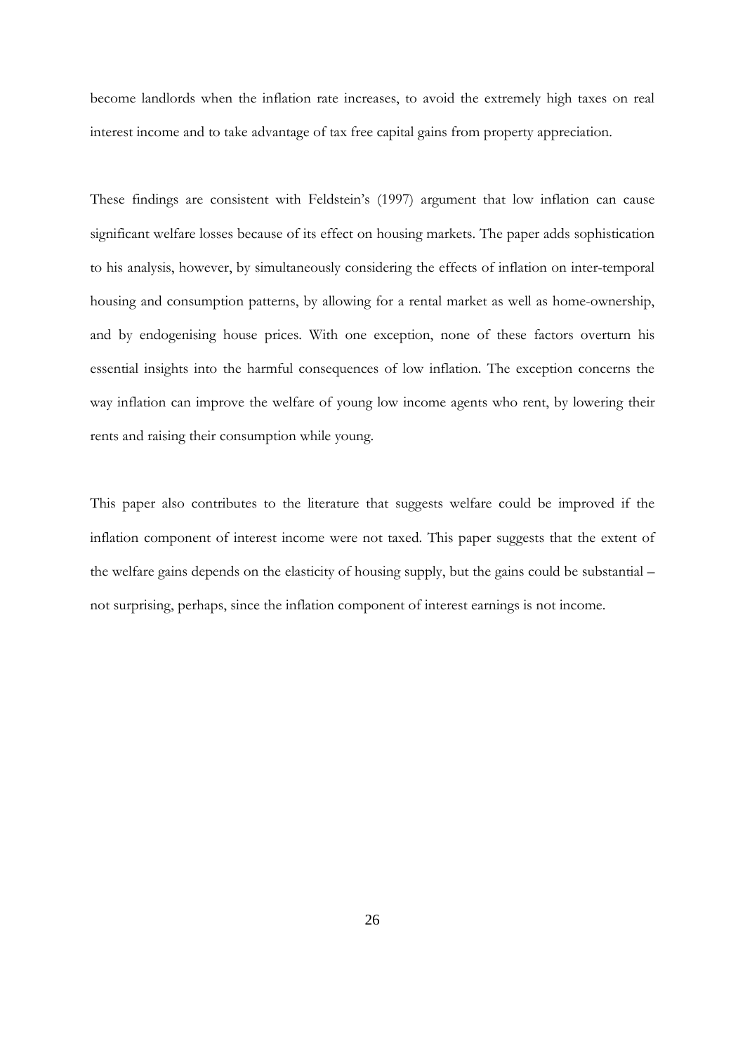become landlords when the inflation rate increases, to avoid the extremely high taxes on real interest income and to take advantage of tax free capital gains from property appreciation.

These findings are consistent with Feldstein's (1997) argument that low inflation can cause significant welfare losses because of its effect on housing markets. The paper adds sophistication to his analysis, however, by simultaneously considering the effects of inflation on inter-temporal housing and consumption patterns, by allowing for a rental market as well as home-ownership, and by endogenising house prices. With one exception, none of these factors overturn his essential insights into the harmful consequences of low inflation. The exception concerns the way inflation can improve the welfare of young low income agents who rent, by lowering their rents and raising their consumption while young.

This paper also contributes to the literature that suggests welfare could be improved if the inflation component of interest income were not taxed. This paper suggests that the extent of the welfare gains depends on the elasticity of housing supply, but the gains could be substantial – not surprising, perhaps, since the inflation component of interest earnings is not income.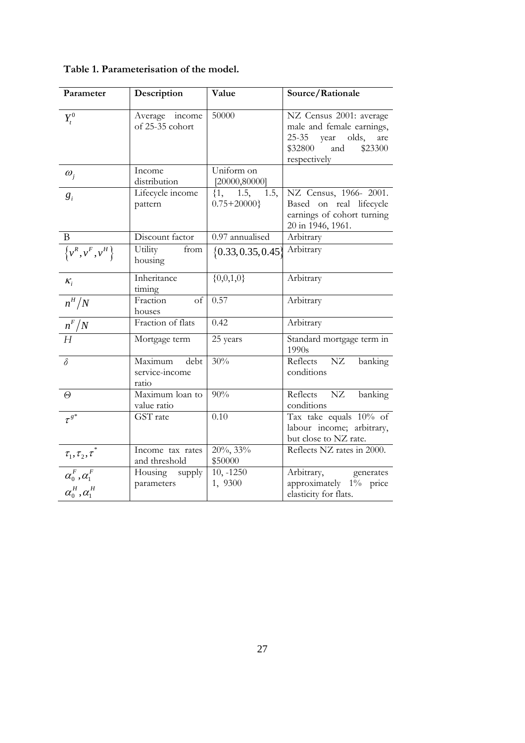**Table 1. Parameterisation of the model.**

| Parameter | Description | Value | Source/Rationale |
| --- | --- | --- | --- |
| $Y_t^0$ | Average income of 25-35 cohort | 50000 | NZ Census 2001: average male and female earnings, 25-35 year olds, are \$32800 and \$23300 respectively |
| $\omega_j$ | Income distribution | Uniform on [20000,80000] | |
| $g_i$ | Lifecycle income pattern | {1, 1.5, 1.5, 0.75+20000} | NZ Census, 1966- 2001. Based on real lifecycle earnings of cohort turning 20 in 1946, 1961. |
| B | Discount factor | 0.97 annualised | Arbitrary |
| $\left\{v^R, v^F, v^H\right\}$ | Utility from housing | $\{0.33, 0.35, 0.45\}$ | Arbitrary |
| $\kappa_i$ | Inheritance timing | {0,0,1,0} | Arbitrary |
| $n^H/N$ | Fraction of houses | 0.57 | Arbitrary |
| $n^F/N$ | Fraction of flats | 0.42 | Arbitrary |
| $H$ | Mortgage term | 25 years | Standard mortgage term in 1990s |
| $\delta$ | Maximum debt service-income ratio | 30% | Reflects NZ banking conditions |
| $\Theta$ | Maximum loan to value ratio | 90% | Reflects NZ banking conditions |
| $\tau^{g*}$ | GST rate | 0.10 | Tax take equals 10% of labour income; arbitrary, but close to NZ rate. |
| $\tau_1, \tau_2, \tau^*$ | Income tax rates and threshold | 20%, 33% \$50000 | Reflects NZ rates in 2000. |
| $\alpha_0^F, \alpha_1^F$ $\alpha_0^H, \alpha_1^H$ | Housing supply parameters | 10, -1250 1, 9300 | Arbitrary, generates approximately 1% price elasticity for flats. |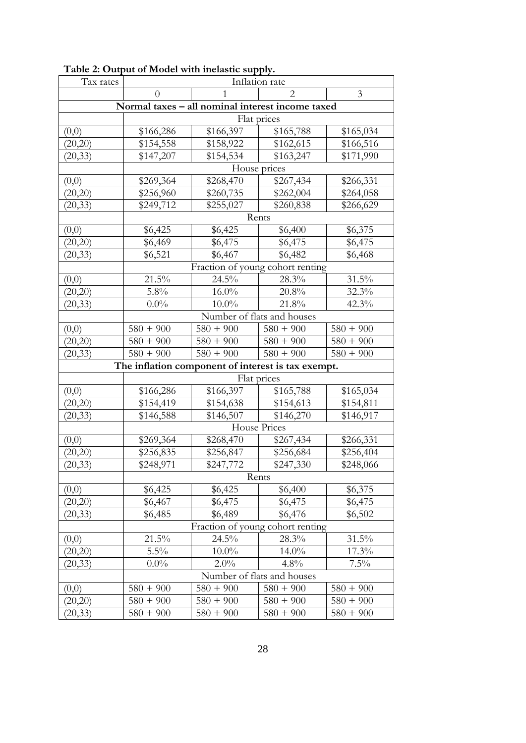**Table 2: Output of Model with inelastic supply.**

| Tax rates | Inflation rate | | | |
|---|---|---|---|---|
| | 0 | 1 | 2 | 3 |
| **Normal taxes – all nominal interest income taxed** | | | | |
| | Flat prices | | | |
| (0,0) | \$166,286 | \$166,397 | \$165,788 | \$165,034 |
| (20,20) | \$154,558 | \$158,922 | \$162,615 | \$166,516 |
| (20,33) | \$147,207 | \$154,534 | \$163,247 | \$171,990 |
| | House prices | | | |
| (0,0) | \$269,364 | \$268,470 | \$267,434 | \$266,331 |
| (20,20) | \$256,960 | \$260,735 | \$262,004 | \$264,058 |
| (20,33) | \$249,712 | \$255,027 | \$260,838 | \$266,629 |
| | Rents | | | |
| (0,0) | \$6,425 | \$6,425 | \$6,400 | \$6,375 |
| (20,20) | \$6,469 | \$6,475 | \$6,475 | \$6,475 |
| (20,33) | \$6,521 | \$6,467 | \$6,482 | \$6,468 |
| | Fraction of young cohort renting | | | |
| (0,0) | 21.5% | 24.5% | 28.3% | 31.5% |
| (20,20) | 5.8% | 16.0% | 20.8% | 32.3% |
| (20,33) | 0.0% | 10.0% | 21.8% | 42.3% |
| | Number of flats and houses | | | |
| (0,0) | 580 + 900 | 580 + 900 | 580 + 900 | 580 + 900 |
| (20,20) | 580 + 900 | 580 + 900 | 580 + 900 | 580 + 900 |
| (20,33) | 580 + 900 | 580 + 900 | 580 + 900 | 580 + 900 |
| **The inflation component of interest is tax exempt.** | | | | |
| | Flat prices | | | |
| (0,0) | \$166,286 | \$166,397 | \$165,788 | \$165,034 |
| (20,20) | \$154,419 | \$154,638 | \$154,613 | \$154,811 |
| (20,33) | \$146,588 | \$146,507 | \$146,270 | \$146,917 |
| | House Prices | | | |
| (0,0) | \$269,364 | \$268,470 | \$267,434 | \$266,331 |
| (20,20) | \$256,835 | \$256,847 | \$256,684 | \$256,404 |
| (20,33) | \$248,971 | \$247,772 | \$247,330 | \$248,066 |
| | Rents | | | |
| (0,0) | \$6,425 | \$6,425 | \$6,400 | \$6,375 |
| (20,20) | \$6,467 | \$6,475 | \$6,475 | \$6,475 |
| (20,33) | \$6,485 | \$6,489 | \$6,476 | \$6,502 |
| | Fraction of young cohort renting | | | |
| (0,0) | 21.5% | 24.5% | 28.3% | 31.5% |
| (20,20) | 5.5% | 10.0% | 14.0% | 17.3% |
| (20,33) | 0.0% | 2.0% | 4.8% | 7.5% |
| | Number of flats and houses | | | |
| (0,0) | 580 + 900 | 580 + 900 | 580 + 900 | 580 + 900 |
| (20,20) | 580 + 900 | 580 + 900 | 580 + 900 | 580 + 900 |
| (20,33) | 580 + 900 | 580 + 900 | 580 + 900 | 580 + 900 |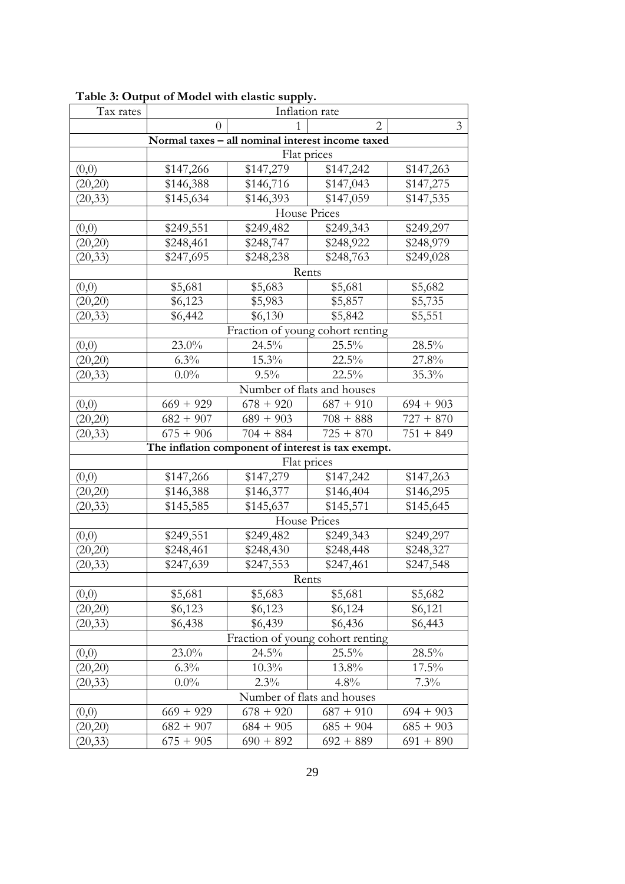**Table 3: Output of Model with elastic supply.**

| Tax rates | Inflation rate | | | |
|---|---|---|---|---|
| | 0 | 1 | 2 | 3 |
| | **Normal taxes – all nominal interest income taxed** | | | |
| | Flat prices | | | |
| (0,0) | \$147,266 | \$147,279 | \$147,242 | \$147,263 |
| (20,20) | \$146,388 | \$146,716 | \$147,043 | \$147,275 |
| (20,33) | \$145,634 | \$146,393 | \$147,059 | \$147,535 |
| | House Prices | | | |
| (0,0) | \$249,551 | \$249,482 | \$249,343 | \$249,297 |
| (20,20) | \$248,461 | \$248,747 | \$248,922 | \$248,979 |
| (20,33) | \$247,695 | \$248,238 | \$248,763 | \$249,028 |
| | Rents | | | |
| (0,0) | \$5,681 | \$5,683 | \$5,681 | \$5,682 |
| (20,20) | \$6,123 | \$5,983 | \$5,857 | \$5,735 |
| (20,33) | \$6,442 | \$6,130 | \$5,842 | \$5,551 |
| | Fraction of young cohort renting | | | |
| (0,0) | 23.0% | 24.5% | 25.5% | 28.5% |
| (20,20) | 6.3% | 15.3% | 22.5% | 27.8% |
| (20,33) | 0.0% | 9.5% | 22.5% | 35.3% |
| | Number of flats and houses | | | |
| (0,0) | 669 + 929 | 678 + 920 | 687 + 910 | 694 + 903 |
| (20,20) | 682 + 907 | 689 + 903 | 708 + 888 | 727 + 870 |
| (20,33) | 675 + 906 | 704 + 884 | 725 + 870 | 751 + 849 |
| | **The inflation component of interest is tax exempt.** | | | |
| | Flat prices | | | |
| (0,0) | \$147,266 | \$147,279 | \$147,242 | \$147,263 |
| (20,20) | \$146,388 | \$146,377 | \$146,404 | \$146,295 |
| (20,33) | \$145,585 | \$145,637 | \$145,571 | \$145,645 |
| | House Prices | | | |
| (0,0) | \$249,551 | \$249,482 | \$249,343 | \$249,297 |
| (20,20) | \$248,461 | \$248,430 | \$248,448 | \$248,327 |
| (20,33) | \$247,639 | \$247,553 | \$247,461 | \$247,548 |
| | Rents | | | |
| (0,0) | \$5,681 | \$5,683 | \$5,681 | \$5,682 |
| (20,20) | \$6,123 | \$6,123 | \$6,124 | \$6,121 |
| (20,33) | \$6,438 | \$6,439 | \$6,436 | \$6,443 |
| | Fraction of young cohort renting | | | |
| (0,0) | 23.0% | 24.5% | 25.5% | 28.5% |
| (20,20) | 6.3% | 10.3% | 13.8% | 17.5% |
| (20,33) | 0.0% | 2.3% | 4.8% | 7.3% |
| | Number of flats and houses | | | |
| (0,0) | 669 + 929 | 678 + 920 | 687 + 910 | 694 + 903 |
| (20,20) | 682 + 907 | 684 + 905 | 685 + 904 | 685 + 903 |
| (20,33) | 675 + 905 | 690 + 892 | 692 + 889 | 691 + 890 |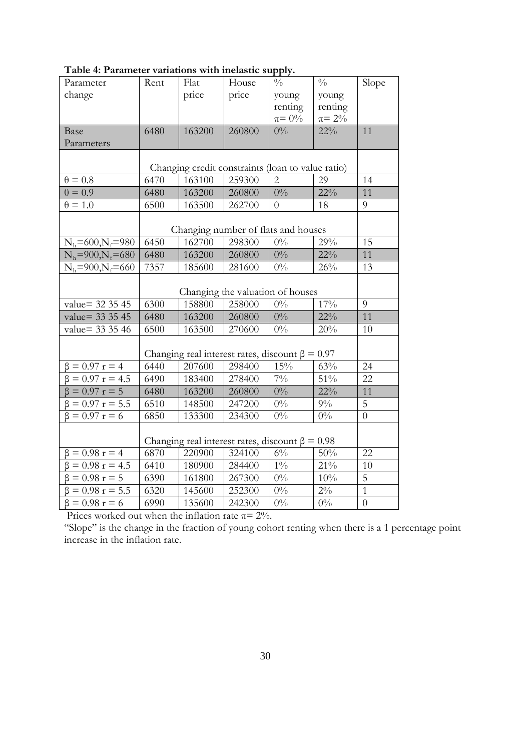**Table 4: Parameter variations with inelastic supply.**

| Parameter change | Rent | Flat price | House price | % young renting $\pi = 0\%$ | % young renting $\pi = 2\%$ | Slope |
|---|---|---|---|---|---|---|
| Base Parameters | 6480 | 163200 | 260800 | 0% | 22% | 11 |
| | Changing credit constraints (loan to value ratio) | | | | | |
| $\theta = 0.8$ | 6470 | 163100 | 259300 | 2 | 29 | 14 |
| $\theta = 0.9$ | 6480 | 163200 | 260800 | 0% | 22% | 11 |
| $\theta = 1.0$ | 6500 | 163500 | 262700 | 0 | 18 | 9 |
| | Changing number of flats and houses | | | | | |
| $N_h$=600,$N_f$=980 | 6450 | 162700 | 298300 | 0% | 29% | 15 |
| $N_h$=900,$N_f$=680 | 6480 | 163200 | 260800 | 0% | 22% | 11 |
| $N_h$=900,$N_f$=660 | 7357 | 185600 | 281600 | 0% | 26% | 13 |
| | Changing the valuation of houses | | | | | |
| value= 32 35 45 | 6300 | 158800 | 258000 | 0% | 17% | 9 |
| value= 33 35 45 | 6480 | 163200 | 260800 | 0% | 22% | 11 |
| value= 33 35 46 | 6500 | 163500 | 270600 | 0% | 20% | 10 |
| | Changing real interest rates, discount $\beta = 0.97$ | | | | | |
| $\beta = 0.97$ r = 4 | 6440 | 207600 | 298400 | 15% | 63% | 24 |
| $\beta = 0.97$ r = 4.5 | 6490 | 183400 | 278400 | 7% | 51% | 22 |
| $\beta = 0.97$ r = 5 | 6480 | 163200 | 260800 | 0% | 22% | 11 |
| $\beta = 0.97$ r = 5.5 | 6510 | 148500 | 247200 | 0% | 9% | 5 |
| $\beta = 0.97$ r = 6 | 6850 | 133300 | 234300 | 0% | 0% | 0 |
| | Changing real interest rates, discount $\beta = 0.98$ | | | | | |
| $\beta = 0.98$ r = 4 | 6870 | 220900 | 324100 | 6% | 50% | 22 |
| $\beta = 0.98$ r = 4.5 | 6410 | 180900 | 284400 | 1% | 21% | 10 |
| $\beta = 0.98$ r = 5 | 6390 | 161800 | 267300 | 0% | 10% | 5 |
| $\beta = 0.98$ r = 5.5 | 6320 | 145600 | 252300 | 0% | 2% | 1 |
| $\beta = 0.98$ r = 6 | 6990 | 135600 | 242300 | 0% | 0% | 0 |

Prices worked out when the inflation rate $\pi = 2\%$.

"Slope" is the change in the fraction of young cohort renting when there is a 1 percentage point increase in the inflation rate.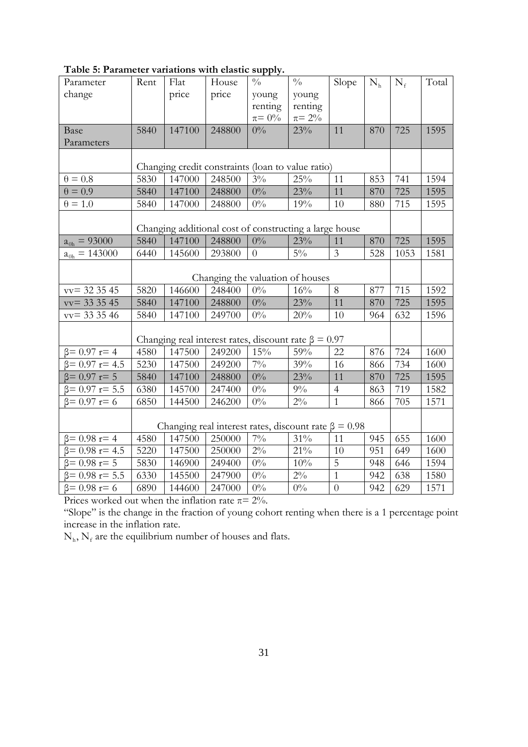**Table 5: Parameter variations with elastic supply.**

| Parameter change | Rent | Flat price | House price | % young renting $\pi = 0\%$ | % young renting $\pi = 2\%$ | Slope | $N_h$ | $N_f$ | Total |
|---|---|---|---|---|---|---|---|---|---|
| Base Parameters | 5840 | 147100 | 248800 | 0% | 23% | 11 | 870 | 725 | 1595 |
| | Changing credit constraints (loan to value ratio) | | | | | | | | |
| $\theta = 0.8$ | 5830 | 147000 | 248500 | 3% | 25% | 11 | 853 | 741 | 1594 |
| $\theta = 0.9$ | 5840 | 147100 | 248800 | 0% | 23% | 11 | 870 | 725 | 1595 |
| $\theta = 1.0$ | 5840 | 147000 | 248800 | 0% | 19% | 10 | 880 | 715 | 1595 |
| | Changing additional cost of constructing a large house | | | | | | | | |
| $a_{0h} = 93000$ | 5840 | 147100 | 248800 | 0% | 23% | 11 | 870 | 725 | 1595 |
| $a_{0h} = 143000$ | 6440 | 145600 | 293800 | 0 | 5% | 3 | 528 | 1053 | 1581 |
| | Changing the valuation of houses | | | | | | | | |
| vv= 32 35 45 | 5820 | 146600 | 248400 | 0% | 16% | 8 | 877 | 715 | 1592 |
| vv= 33 35 45 | 5840 | 147100 | 248800 | 0% | 23% | 11 | 870 | 725 | 1595 |
| vv= 33 35 46 | 5840 | 147100 | 249700 | 0% | 20% | 10 | 964 | 632 | 1596 |
| | Changing real interest rates, discount rate $\beta = 0.97$ | | | | | | | | |
| $\beta$= 0.97 r= 4 | 4580 | 147500 | 249200 | 15% | 59% | 22 | 876 | 724 | 1600 |
| $\beta$= 0.97 r= 4.5 | 5230 | 147500 | 249200 | 7% | 39% | 16 | 866 | 734 | 1600 |
| $\beta$= 0.97 r= 5 | 5840 | 147100 | 248800 | 0% | 23% | 11 | 870 | 725 | 1595 |
| $\beta$= 0.97 r= 5.5 | 6380 | 145700 | 247400 | 0% | 9% | 4 | 863 | 719 | 1582 |
| $\beta$= 0.97 r= 6 | 6850 | 144500 | 246200 | 0% | 2% | 1 | 866 | 705 | 1571 |
| | Changing real interest rates, discount rate $\beta = 0.98$ | | | | | | | | |
| $\beta$= 0.98 r= 4 | 4580 | 147500 | 250000 | 7% | 31% | 11 | 945 | 655 | 1600 |
| $\beta$= 0.98 r= 4.5 | 5220 | 147500 | 250000 | 2% | 21% | 10 | 951 | 649 | 1600 |
| $\beta$= 0.98 r= 5 | 5830 | 146900 | 249400 | 0% | 10% | 5 | 948 | 646 | 1594 |
| $\beta$= 0.98 r= 5.5 | 6330 | 145500 | 247900 | 0% | 2% | 1 | 942 | 638 | 1580 |
| $\beta$= 0.98 r= 6 | 6890 | 144600 | 247000 | 0% | 0% | 0 | 942 | 629 | 1571 |

Prices worked out when the inflation rate $\pi$= 2%.

"Slope" is the change in the fraction of young cohort renting when there is a 1 percentage point increase in the inflation rate.

$N_h$, $N_f$ are the equilibrium number of houses and flats.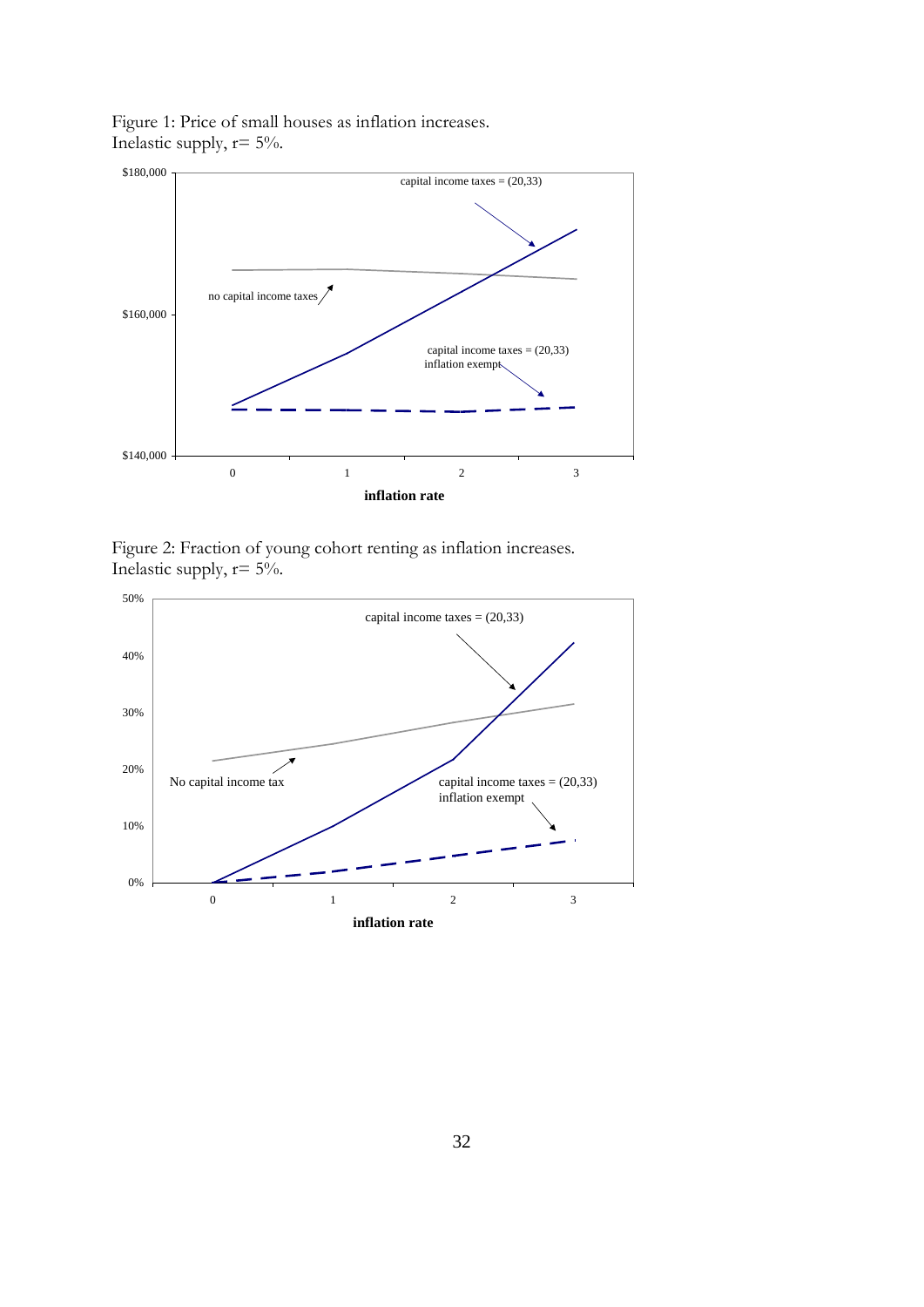Figure 1: Price of small houses as inflation increases.
Inelastic supply, r= 5%.

$180,000

$160,000

$140,000

capital income taxes = (20,33)

no capital income taxes

capital income taxes = (20,33)
inflation exempt

0 1 2 3

**inflation rate**

Figure 2: Fraction of young cohort renting as inflation increases.
Inelastic supply, r= 5%.

50%

40%

30%

20%

10%

0%

capital income taxes = (20,33)

No capital income tax

capital income taxes = (20,33)
inflation exempt

0 1 2 3

**inflation rate**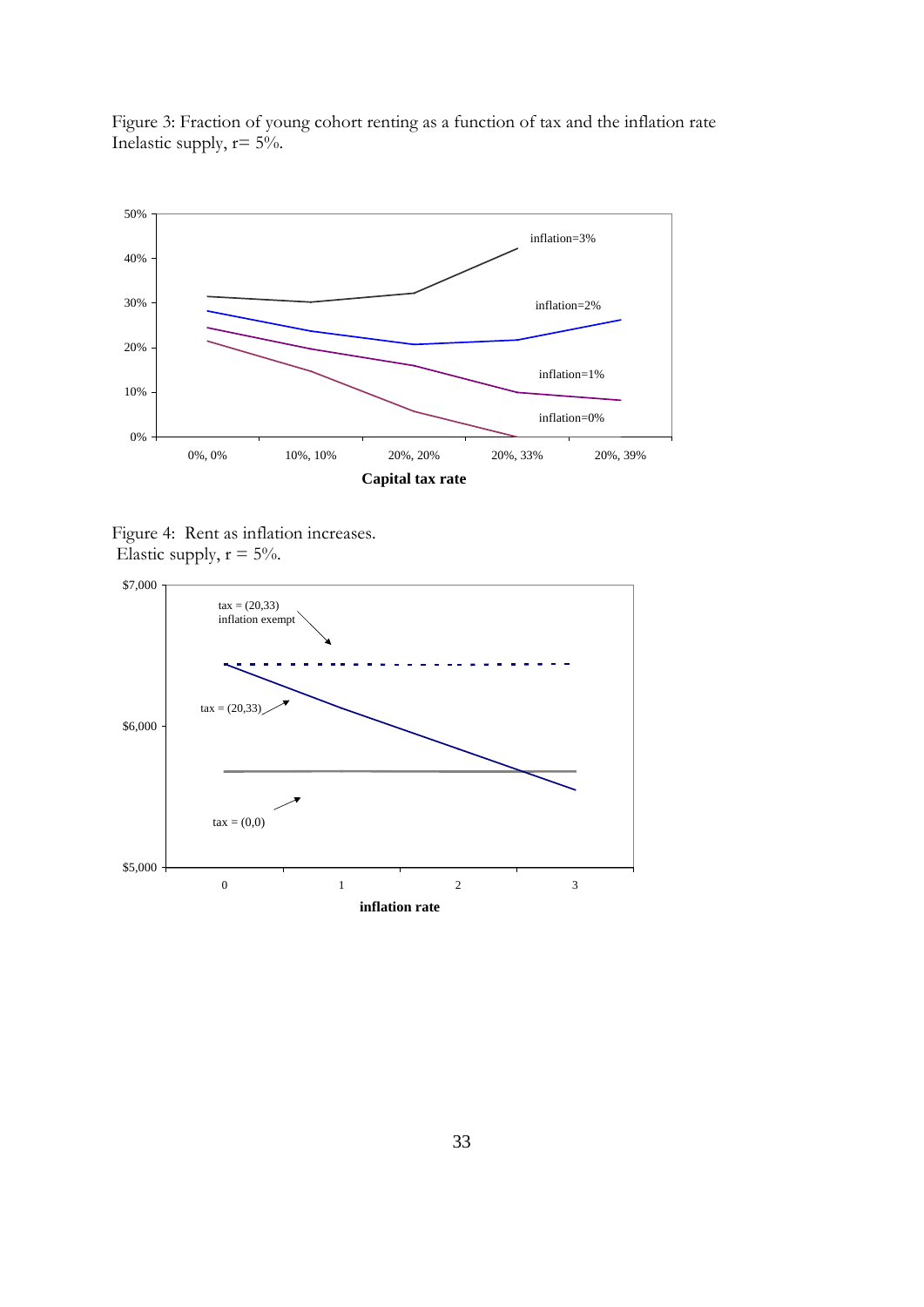Figure 3: Fraction of young cohort renting as a function of tax and the inflation rate
Inelastic supply, r= 5%.

50%
40%
30%
20%
10%
0%

inflation=3%
inflation=2%
inflation=1%
inflation=0%

0%, 0%
10%, 10%
20%, 20%
20%, 33%
20%, 39%

**Capital tax rate**

Figure 4: Rent as inflation increases.
Elastic supply, r = 5%.

$7,000
$6,000
$5,000

tax = (20,33)
inflation exempt

tax = (20,33)

tax = (0,0)

0
1
2
3

**inflation rate**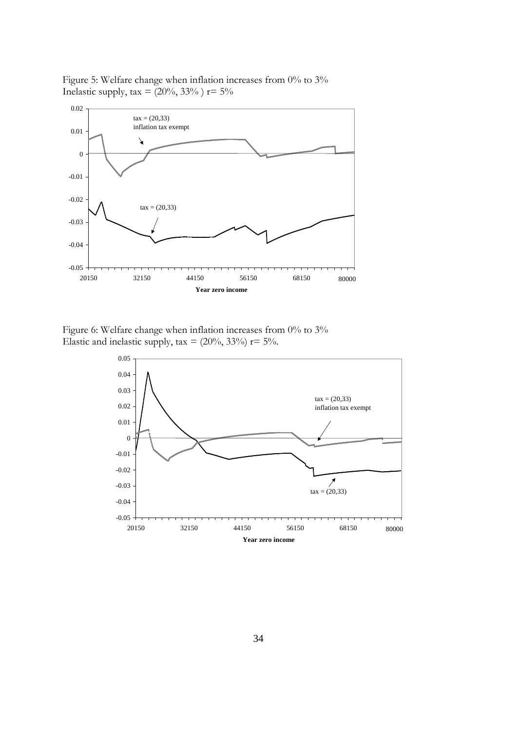Figure 5: Welfare change when inflation increases from 0% to 3%
Inelastic supply, tax = (20%, 33% ) r= 5%

0.02
0.01
0
-0.01
-0.02
-0.03
-0.04
-0.05

tax = (20,33)
inflation tax exempt

tax = (20,33)

20150
32150
44150
56150
68150
80000

**Year zero income**

Figure 6: Welfare change when inflation increases from 0% to 3%
Elastic and inelastic supply, tax = (20%, 33%) r= 5%.

0.05
0.04
0.03
0.02
0.01
0
-0.01
-0.02
-0.03
-0.04
-0.05

tax = (20,33)
inflation tax exempt

tax = (20,33)

20150
32150
44150
56150
68150
80000

**Year zero income**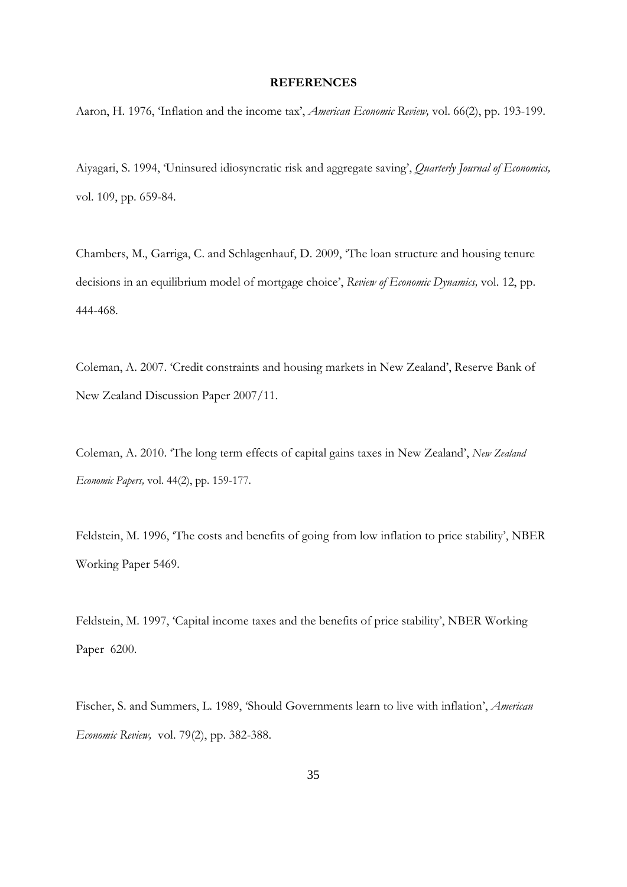**REFERENCES**

Aaron, H. 1976, 'Inflation and the income tax', *American Economic Review,* vol. 66(2), pp. 193-199.

Aiyagari, S. 1994, 'Uninsured idiosyncratic risk and aggregate saving', *Quarterly Journal of Economics,* vol. 109, pp. 659-84.

Chambers, M., Garriga, C. and Schlagenhauf, D. 2009, 'The loan structure and housing tenure decisions in an equilibrium model of mortgage choice', *Review of Economic Dynamics,* vol. 12, pp. 444-468.

Coleman, A. 2007. 'Credit constraints and housing markets in New Zealand', Reserve Bank of New Zealand Discussion Paper 2007/11.

Coleman, A. 2010. 'The long term effects of capital gains taxes in New Zealand', *New Zealand Economic Papers,* vol. 44(2), pp. 159-177.

Feldstein, M. 1996, 'The costs and benefits of going from low inflation to price stability', NBER Working Paper 5469.

Feldstein, M. 1997, 'Capital income taxes and the benefits of price stability', NBER Working Paper 6200.

Fischer, S. and Summers, L. 1989, 'Should Governments learn to live with inflation', *American Economic Review,* vol. 79(2), pp. 382-388.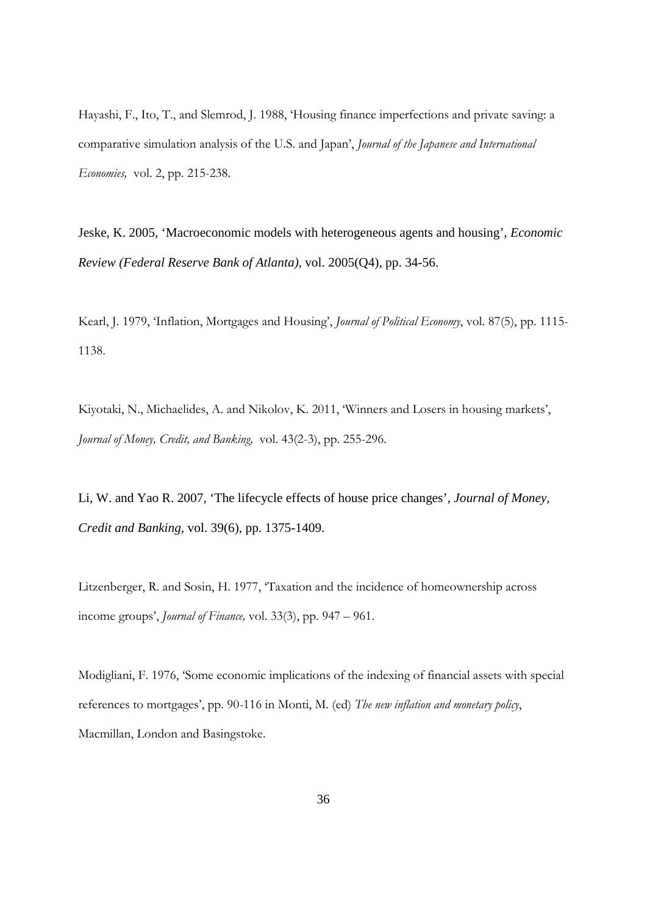Hayashi, F., Ito, T., and Slemrod, J. 1988, 'Housing finance imperfections and private saving: a comparative simulation analysis of the U.S. and Japan', *Journal of the Japanese and International Economies,* vol. 2, pp. 215-238.

Jeske, K. 2005, 'Macroeconomic models with heterogeneous agents and housing', *Economic Review (Federal Reserve Bank of Atlanta),* vol. 2005(Q4), pp. 34-56.

Kearl, J. 1979, 'Inflation, Mortgages and Housing', *Journal of Political Economy*, vol. 87(5), pp. 1115-1138.

Kiyotaki, N., Michaelides, A. and Nikolov, K. 2011, 'Winners and Losers in housing markets', *Journal of Money, Credit, and Banking,* vol. 43(2-3), pp. 255-296.

Li, W. and Yao R. 2007, 'The lifecycle effects of house price changes', *Journal of Money, Credit and Banking,* vol. 39(6), pp. 1375-1409.

Litzenberger, R. and Sosin, H. 1977, 'Taxation and the incidence of homeownership across income groups', *Journal of Finance,* vol. 33(3), pp. 947 – 961.

Modigliani, F. 1976, 'Some economic implications of the indexing of financial assets with special references to mortgages', pp. 90-116 in Monti, M. (ed) *The new inflation and monetary policy*, Macmillan, London and Basingstoke.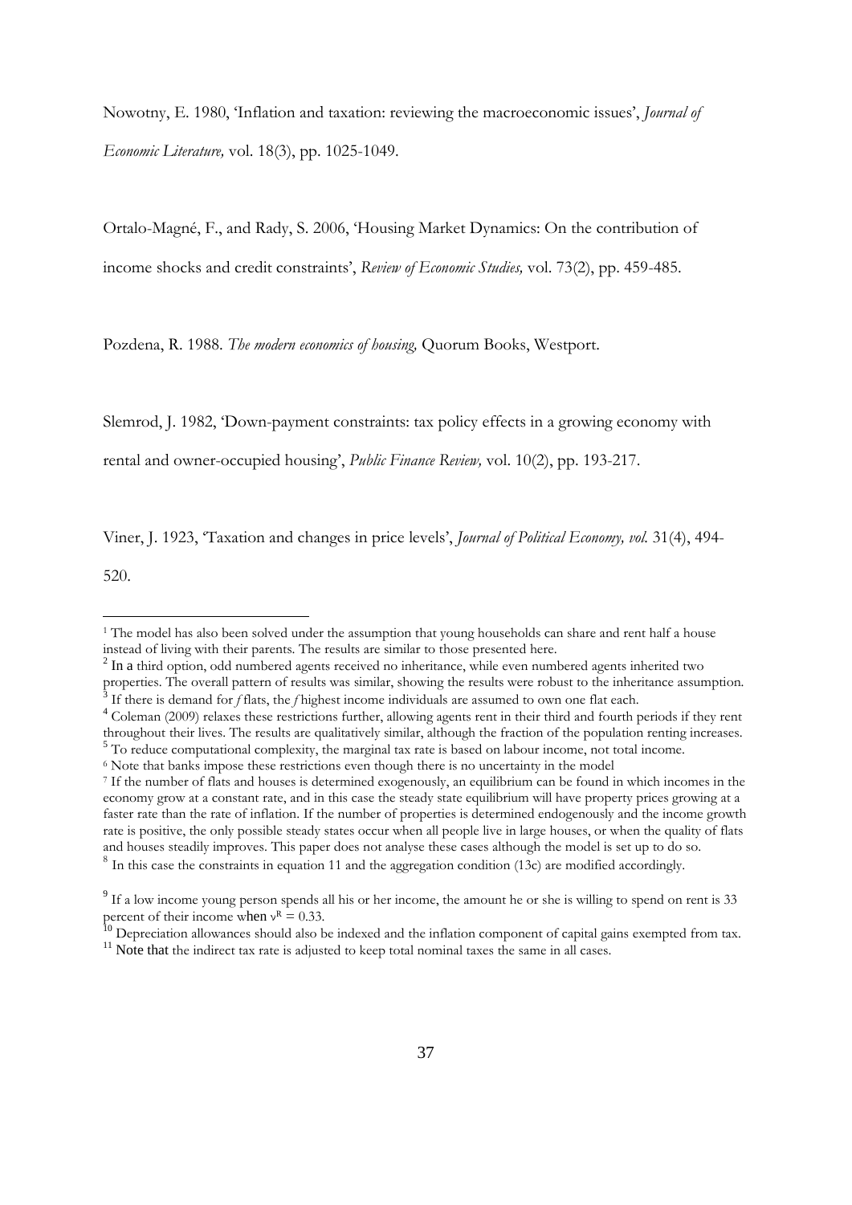Nowotny, E. 1980, 'Inflation and taxation: reviewing the macroeconomic issues', *Journal of Economic Literature,* vol. 18(3), pp. 1025-1049.

Ortalo-Magné, F., and Rady, S. 2006, 'Housing Market Dynamics: On the contribution of income shocks and credit constraints', *Review of Economic Studies,* vol. 73(2), pp. 459-485.

Pozdena, R. 1988. *The modern economics of housing,* Quorum Books, Westport.

Slemrod, J. 1982, 'Down-payment constraints: tax policy effects in a growing economy with rental and owner-occupied housing', *Public Finance Review,* vol. 10(2), pp. 193-217.

Viner, J. 1923, 'Taxation and changes in price levels', *Journal of Political Economy, vol.* 31(4), 494-520.

---

[1] The model has also been solved under the assumption that young households can share and rent half a house instead of living with their parents. The results are similar to those presented here.

[2] In a third option, odd numbered agents received no inheritance, while even numbered agents inherited two properties. The overall pattern of results was similar, showing the results were robust to the inheritance assumption.

[3] If there is demand for *f* flats, the *f* highest income individuals are assumed to own one flat each.

[4] Coleman (2009) relaxes these restrictions further, allowing agents rent in their third and fourth periods if they rent throughout their lives. The results are qualitatively similar, although the fraction of the population renting increases.

[5] To reduce computational complexity, the marginal tax rate is based on labour income, not total income.

[6] Note that banks impose these restrictions even though there is no uncertainty in the model

[7] If the number of flats and houses is determined exogenously, an equilibrium can be found in which incomes in the economy grow at a constant rate, and in this case the steady state equilibrium will have property prices growing at a faster rate than the rate of inflation. If the number of properties is determined endogenously and the income growth rate is positive, the only possible steady states occur when all people live in large houses, or when the quality of flats and houses steadily improves. This paper does not analyse these cases although the model is set up to do so.

[8] In this case the constraints in equation 11 and the aggregation condition (13c) are modified accordingly.

[9] If a low income young person spends all his or her income, the amount he or she is willing to spend on rent is 33 percent of their income when $\nu^R = 0.33$.

[10] Depreciation allowances should also be indexed and the inflation component of capital gains exempted from tax.

[11] Note that the indirect tax rate is adjusted to keep total nominal taxes the same in all cases.